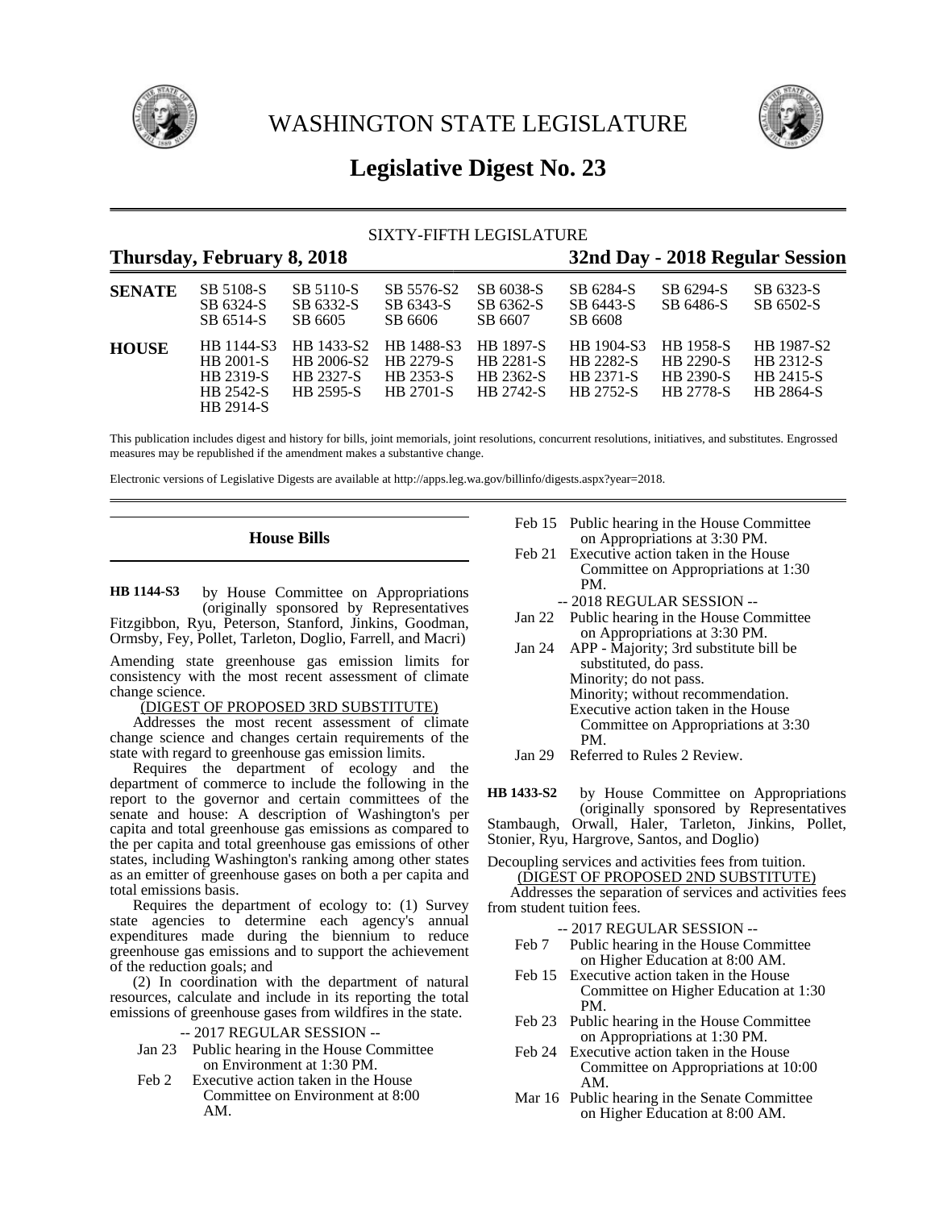# WASHINGTON STATE LEGISLATURE

## Legislative Digest No. 23

SIXTY-FIFTH LEGISLATURE

**Thursday, February 8, 2018** **32nd Day - 2018 Regular Session**

| | | | | | | | |
|---|---|---|---|---|---|---|---|
| **SENATE** | SB 5108-S | SB 5110-S | SB 5576-S2 | SB 6038-S | SB 6284-S | SB 6294-S | SB 6323-S |
| | SB 6324-S | SB 6332-S | SB 6343-S | SB 6362-S | SB 6443-S | SB 6486-S | SB 6502-S |
| | SB 6514-S | SB 6605 | SB 6606 | SB 6607 | SB 6608 | | |
| **HOUSE** | HB 1144-S3 | HB 1433-S2 | HB 1488-S3 | HB 1897-S | HB 1904-S3 | HB 1958-S | HB 1987-S2 |
| | HB 2001-S | HB 2006-S2 | HB 2279-S | HB 2281-S | HB 2282-S | HB 2290-S | HB 2312-S |
| | HB 2319-S | HB 2327-S | HB 2353-S | HB 2362-S | HB 2371-S | HB 2390-S | HB 2415-S |
| | HB 2542-S | HB 2595-S | HB 2701-S | HB 2742-S | HB 2752-S | HB 2778-S | HB 2864-S |
| | HB 2914-S | | | | | | |

This publication includes digest and history for bills, joint memorials, joint resolutions, concurrent resolutions, initiatives, and substitutes. Engrossed measures may be republished if the amendment makes a substantive change.

Electronic versions of Legislative Digests are available at http://apps.leg.wa.gov/billinfo/digests.aspx?year=2018.

### House Bills

**HB 1144-S3** by House Committee on Appropriations (originally sponsored by Representatives Fitzgibbon, Ryu, Peterson, Stanford, Jinkins, Goodman, Ormsby, Fey, Pollet, Tarleton, Doglio, Farrell, and Macri)

Amending state greenhouse gas emission limits for consistency with the most recent assessment of climate change science.

(DIGEST OF PROPOSED 3RD SUBSTITUTE)

Addresses the most recent assessment of climate change science and changes certain requirements of the state with regard to greenhouse gas emission limits.

Requires the department of ecology and the department of commerce to include the following in the report to the governor and certain committees of the senate and house: A description of Washington's per capita and total greenhouse gas emissions as compared to the per capita and total greenhouse gas emissions of other states, including Washington's ranking among other states as an emitter of greenhouse gases on both a per capita and total emissions basis.

Requires the department of ecology to: (1) Survey state agencies to determine each agency's annual expenditures made during the biennium to reduce greenhouse gas emissions and to support the achievement of the reduction goals; and

(2) In coordination with the department of natural resources, calculate and include in its reporting the total emissions of greenhouse gases from wildfires in the state.

-- 2017 REGULAR SESSION --

Jan 23 Public hearing in the House Committee on Environment at 1:30 PM.

Feb 2 Executive action taken in the House Committee on Environment at 8:00 AM.

Feb 15 Public hearing in the House Committee on Appropriations at 3:30 PM.

Feb 21 Executive action taken in the House Committee on Appropriations at 1:30 PM.

-- 2018 REGULAR SESSION --

Jan 22 Public hearing in the House Committee on Appropriations at 3:30 PM.

Jan 24 APP - Majority; 3rd substitute bill be substituted, do pass.
Minority; do not pass.
Minority; without recommendation.
Executive action taken in the House Committee on Appropriations at 3:30 PM.

Jan 29 Referred to Rules 2 Review.

**HB 1433-S2** by House Committee on Appropriations (originally sponsored by Representatives Stambaugh, Orwall, Haler, Tarleton, Jinkins, Pollet, Stonier, Ryu, Hargrove, Santos, and Doglio)

Decoupling services and activities fees from tuition.

(DIGEST OF PROPOSED 2ND SUBSTITUTE)

Addresses the separation of services and activities fees from student tuition fees.

-- 2017 REGULAR SESSION --

Feb 7 Public hearing in the House Committee on Higher Education at 8:00 AM.

Feb 15 Executive action taken in the House Committee on Higher Education at 1:30 PM.

Feb 23 Public hearing in the House Committee on Appropriations at 1:30 PM.

Feb 24 Executive action taken in the House Committee on Appropriations at 10:00 AM.

Mar 16 Public hearing in the Senate Committee on Higher Education at 8:00 AM.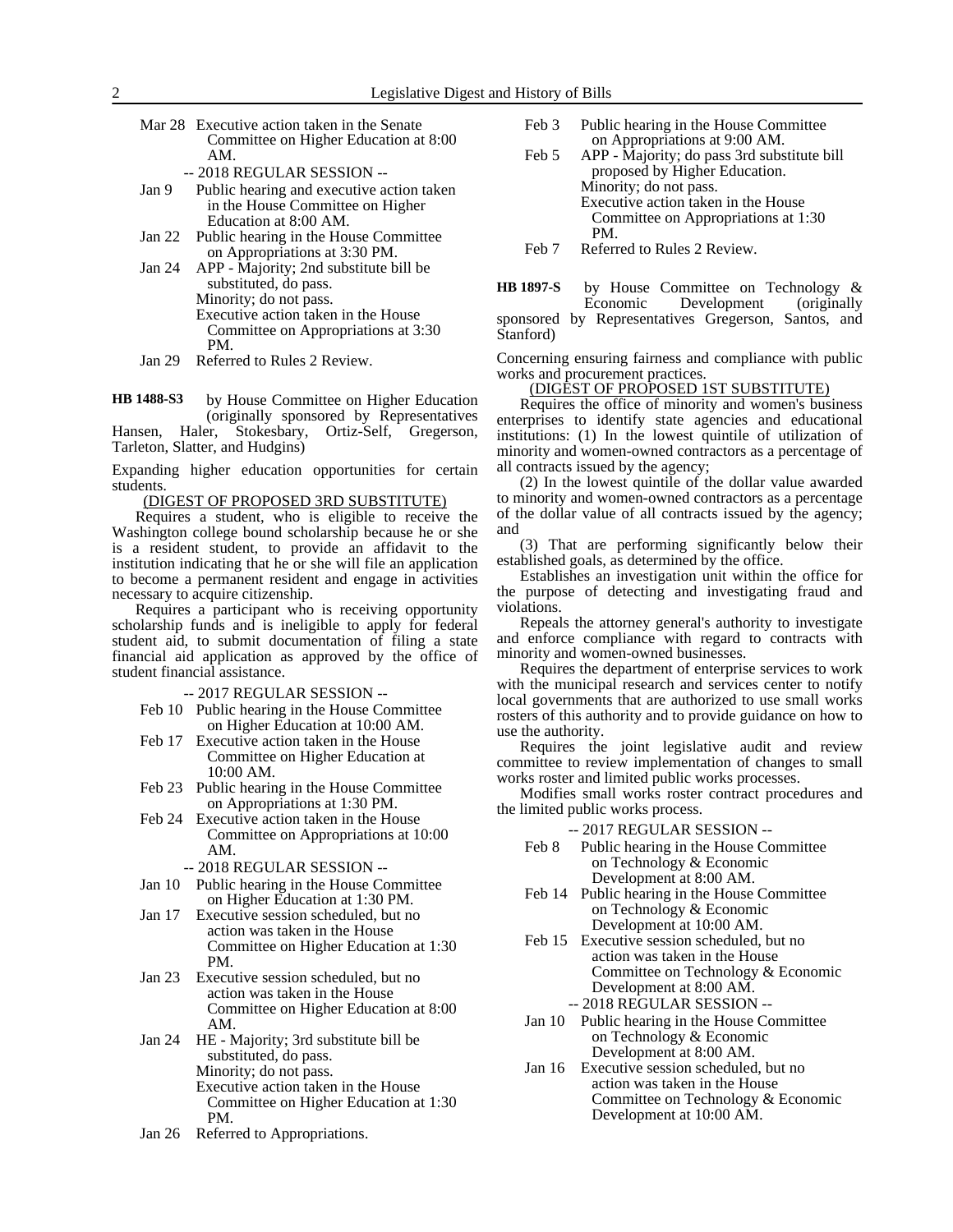Mar 28 Executive action taken in the Senate Committee on Higher Education at 8:00 AM.

-- 2018 REGULAR SESSION --

Jan 9 Public hearing and executive action taken in the House Committee on Higher Education at 8:00 AM.

Jan 22 Public hearing in the House Committee on Appropriations at 3:30 PM.

Jan 24 APP - Majority; 2nd substitute bill be substituted, do pass.
Minority; do not pass.
Executive action taken in the House Committee on Appropriations at 3:30 PM.

Jan 29 Referred to Rules 2 Review.

**HB 1488-S3** by House Committee on Higher Education (originally sponsored by Representatives Hansen, Haler, Stokesbary, Ortiz-Self, Gregerson, Tarleton, Slatter, and Hudgins)

Expanding higher education opportunities for certain students.

(DIGEST OF PROPOSED 3RD SUBSTITUTE)

Requires a student, who is eligible to receive the Washington college bound scholarship because he or she is a resident student, to provide an affidavit to the institution indicating that he or she will file an application to become a permanent resident and engage in activities necessary to acquire citizenship.

Requires a participant who is receiving opportunity scholarship funds and is ineligible to apply for federal student aid, to submit documentation of filing a state financial aid application as approved by the office of student financial assistance.

-- 2017 REGULAR SESSION --

Feb 10 Public hearing in the House Committee on Higher Education at 10:00 AM.

Feb 17 Executive action taken in the House Committee on Higher Education at 10:00 AM.

Feb 23 Public hearing in the House Committee on Appropriations at 1:30 PM.

Feb 24 Executive action taken in the House Committee on Appropriations at 10:00 AM.

-- 2018 REGULAR SESSION --

Jan 10 Public hearing in the House Committee on Higher Education at 1:30 PM.

Jan 17 Executive session scheduled, but no action was taken in the House Committee on Higher Education at 1:30 PM.

Jan 23 Executive session scheduled, but no action was taken in the House Committee on Higher Education at 8:00 AM.

Jan 24 HE - Majority; 3rd substitute bill be substituted, do pass.
Minority; do not pass.
Executive action taken in the House Committee on Higher Education at 1:30 PM.

Jan 26 Referred to Appropriations.

Feb 3 Public hearing in the House Committee on Appropriations at 9:00 AM.

Feb 5 APP - Majority; do pass 3rd substitute bill proposed by Higher Education.
Minority; do not pass.
Executive action taken in the House Committee on Appropriations at 1:30 PM.

Feb 7 Referred to Rules 2 Review.

**HB 1897-S** by House Committee on Technology & Economic Development (originally sponsored by Representatives Gregerson, Santos, and Stanford)

Concerning ensuring fairness and compliance with public works and procurement practices.

(DIGEST OF PROPOSED 1ST SUBSTITUTE)

Requires the office of minority and women's business enterprises to identify state agencies and educational institutions: (1) In the lowest quintile of utilization of minority and women-owned contractors as a percentage of all contracts issued by the agency;

(2) In the lowest quintile of the dollar value awarded to minority and women-owned contractors as a percentage of the dollar value of all contracts issued by the agency; and

(3) That are performing significantly below their established goals, as determined by the office.

Establishes an investigation unit within the office for the purpose of detecting and investigating fraud and violations.

Repeals the attorney general's authority to investigate and enforce compliance with regard to contracts with minority and women-owned businesses.

Requires the department of enterprise services to work with the municipal research and services center to notify local governments that are authorized to use small works rosters of this authority and to provide guidance on how to use the authority.

Requires the joint legislative audit and review committee to review implementation of changes to small works roster and limited public works processes.

Modifies small works roster contract procedures and the limited public works process.

-- 2017 REGULAR SESSION --

Feb 8 Public hearing in the House Committee on Technology & Economic Development at 8:00 AM.

Feb 14 Public hearing in the House Committee on Technology & Economic Development at 10:00 AM.

Feb 15 Executive session scheduled, but no action was taken in the House Committee on Technology & Economic Development at 8:00 AM.

-- 2018 REGULAR SESSION --

Jan 10 Public hearing in the House Committee on Technology & Economic Development at 8:00 AM.

Jan 16 Executive session scheduled, but no action was taken in the House Committee on Technology & Economic Development at 10:00 AM.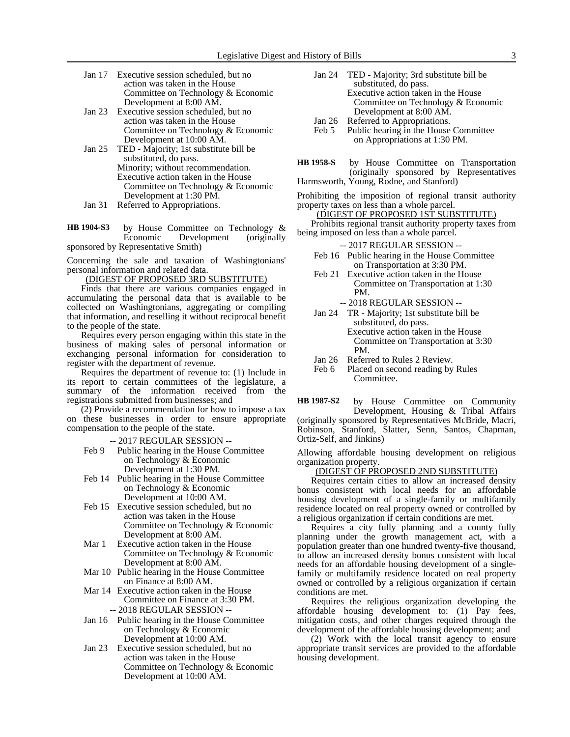Jan 17 Executive session scheduled, but no action was taken in the House Committee on Technology & Economic Development at 8:00 AM.

Jan 23 Executive session scheduled, but no action was taken in the House Committee on Technology & Economic Development at 10:00 AM.

Jan 25 TED - Majority; 1st substitute bill be substituted, do pass.
Minority; without recommendation.
Executive action taken in the House Committee on Technology & Economic Development at 1:30 PM.

Jan 31 Referred to Appropriations.

**HB 1904-S3** by House Committee on Technology & Economic Development (originally sponsored by Representative Smith)

Concerning the sale and taxation of Washingtonians' personal information and related data.

(DIGEST OF PROPOSED 3RD SUBSTITUTE)

Finds that there are various companies engaged in accumulating the personal data that is available to be collected on Washingtonians, aggregating or compiling that information, and reselling it without reciprocal benefit to the people of the state.

Requires every person engaging within this state in the business of making sales of personal information or exchanging personal information for consideration to register with the department of revenue.

Requires the department of revenue to: (1) Include in its report to certain committees of the legislature, a summary of the information received from the registrations submitted from businesses; and

(2) Provide a recommendation for how to impose a tax on these businesses in order to ensure appropriate compensation to the people of the state.

-- 2017 REGULAR SESSION --

Feb 9 Public hearing in the House Committee on Technology & Economic Development at 1:30 PM.

Feb 14 Public hearing in the House Committee on Technology & Economic Development at 10:00 AM.

Feb 15 Executive session scheduled, but no action was taken in the House Committee on Technology & Economic Development at 8:00 AM.

Mar 1 Executive action taken in the House Committee on Technology & Economic Development at 8:00 AM.

Mar 10 Public hearing in the House Committee on Finance at 8:00 AM.

Mar 14 Executive action taken in the House Committee on Finance at 3:30 PM.

-- 2018 REGULAR SESSION --

Jan 16 Public hearing in the House Committee on Technology & Economic Development at 10:00 AM.

Jan 23 Executive session scheduled, but no action was taken in the House Committee on Technology & Economic Development at 10:00 AM.

Jan 24 TED - Majority; 3rd substitute bill be substituted, do pass.
Executive action taken in the House Committee on Technology & Economic Development at 8:00 AM.

Jan 26 Referred to Appropriations.

Feb 5 Public hearing in the House Committee on Appropriations at 1:30 PM.

**HB 1958-S** by House Committee on Transportation (originally sponsored by Representatives Harmsworth, Young, Rodne, and Stanford)

Prohibiting the imposition of regional transit authority property taxes on less than a whole parcel.

(DIGEST OF PROPOSED 1ST SUBSTITUTE)

Prohibits regional transit authority property taxes from being imposed on less than a whole parcel.

-- 2017 REGULAR SESSION --

Feb 16 Public hearing in the House Committee on Transportation at 3:30 PM.

Feb 21 Executive action taken in the House Committee on Transportation at 1:30 PM.

-- 2018 REGULAR SESSION --

Jan 24 TR - Majority; 1st substitute bill be substituted, do pass.
Executive action taken in the House Committee on Transportation at 3:30 PM.

Jan 26 Referred to Rules 2 Review.

Feb 6 Placed on second reading by Rules Committee.

**HB 1987-S2** by House Committee on Community Development, Housing & Tribal Affairs (originally sponsored by Representatives McBride, Macri, Robinson, Stanford, Slatter, Senn, Santos, Chapman, Ortiz-Self, and Jinkins)

Allowing affordable housing development on religious organization property.

(DIGEST OF PROPOSED 2ND SUBSTITUTE)

Requires certain cities to allow an increased density bonus consistent with local needs for an affordable housing development of a single-family or multifamily residence located on real property owned or controlled by a religious organization if certain conditions are met.

Requires a city fully planning and a county fully planning under the growth management act, with a population greater than one hundred twenty-five thousand, to allow an increased density bonus consistent with local needs for an affordable housing development of a single-family or multifamily residence located on real property owned or controlled by a religious organization if certain conditions are met.

Requires the religious organization developing the affordable housing development to: (1) Pay fees, mitigation costs, and other charges required through the development of the affordable housing development; and

(2) Work with the local transit agency to ensure appropriate transit services are provided to the affordable housing development.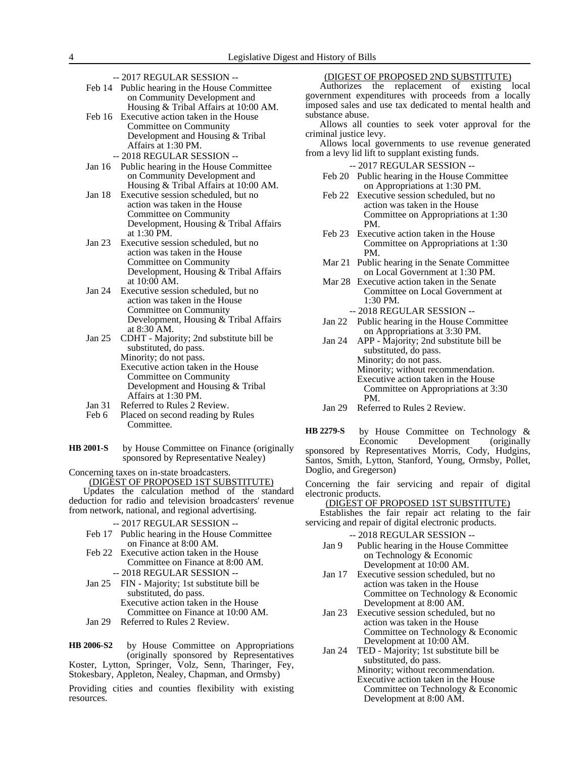-- 2017 REGULAR SESSION --

Feb 14 Public hearing in the House Committee on Community Development and Housing & Tribal Affairs at 10:00 AM.

Feb 16 Executive action taken in the House Committee on Community Development and Housing & Tribal Affairs at 1:30 PM.

-- 2018 REGULAR SESSION --

Jan 16 Public hearing in the House Committee on Community Development and Housing & Tribal Affairs at 10:00 AM.

Jan 18 Executive session scheduled, but no action was taken in the House Committee on Community Development, Housing & Tribal Affairs at 1:30 PM.

Jan 23 Executive session scheduled, but no action was taken in the House Committee on Community Development, Housing & Tribal Affairs at 10:00 AM.

Jan 24 Executive session scheduled, but no action was taken in the House Committee on Community Development, Housing & Tribal Affairs at 8:30 AM.

Jan 25 CDHT - Majority; 2nd substitute bill be substituted, do pass.
Minority; do not pass.
Executive action taken in the House Committee on Community Development and Housing & Tribal Affairs at 1:30 PM.

Jan 31 Referred to Rules 2 Review.

Feb 6 Placed on second reading by Rules Committee.

**HB 2001-S** by House Committee on Finance (originally sponsored by Representative Nealey)

Concerning taxes on in-state broadcasters.

(DIGEST OF PROPOSED 1ST SUBSTITUTE)

Updates the calculation method of the standard deduction for radio and television broadcasters' revenue from network, national, and regional advertising.

-- 2017 REGULAR SESSION --

Feb 17 Public hearing in the House Committee on Finance at 8:00 AM.

Feb 22 Executive action taken in the House Committee on Finance at 8:00 AM.

-- 2018 REGULAR SESSION --

Jan 25 FIN - Majority; 1st substitute bill be substituted, do pass.
Executive action taken in the House Committee on Finance at 10:00 AM.

Jan 29 Referred to Rules 2 Review.

**HB 2006-S2** by House Committee on Appropriations (originally sponsored by Representatives Koster, Lytton, Springer, Volz, Senn, Tharinger, Fey, Stokesbary, Appleton, Nealey, Chapman, and Ormsby)

Providing cities and counties flexibility with existing resources.

(DIGEST OF PROPOSED 2ND SUBSTITUTE)

Authorizes the replacement of existing local government expenditures with proceeds from a locally imposed sales and use tax dedicated to mental health and substance abuse.

Allows all counties to seek voter approval for the criminal justice levy.

Allows local governments to use revenue generated from a levy lid lift to supplant existing funds.

-- 2017 REGULAR SESSION --

Feb 20 Public hearing in the House Committee on Appropriations at 1:30 PM.

Feb 22 Executive session scheduled, but no action was taken in the House Committee on Appropriations at 1:30 PM.

Feb 23 Executive action taken in the House Committee on Appropriations at 1:30 PM.

Mar 21 Public hearing in the Senate Committee on Local Government at 1:30 PM.

Mar 28 Executive action taken in the Senate Committee on Local Government at 1:30 PM.

-- 2018 REGULAR SESSION --

Jan 22 Public hearing in the House Committee on Appropriations at 3:30 PM.

Jan 24 APP - Majority; 2nd substitute bill be substituted, do pass.
Minority; do not pass.
Minority; without recommendation.
Executive action taken in the House Committee on Appropriations at 3:30 PM.

Jan 29 Referred to Rules 2 Review.

**HB 2279-S** by House Committee on Technology & Economic Development (originally sponsored by Representatives Morris, Cody, Hudgins, Santos, Smith, Lytton, Stanford, Young, Ormsby, Pollet, Doglio, and Gregerson)

Concerning the fair servicing and repair of digital electronic products.

(DIGEST OF PROPOSED 1ST SUBSTITUTE)

Establishes the fair repair act relating to the fair servicing and repair of digital electronic products.

-- 2018 REGULAR SESSION --

Jan 9 Public hearing in the House Committee on Technology & Economic Development at 10:00 AM.

Jan 17 Executive session scheduled, but no action was taken in the House Committee on Technology & Economic Development at 8:00 AM.

Jan 23 Executive session scheduled, but no action was taken in the House Committee on Technology & Economic Development at 10:00 AM.

Jan 24 TED - Majority; 1st substitute bill be substituted, do pass.
Minority; without recommendation.
Executive action taken in the House Committee on Technology & Economic Development at 8:00 AM.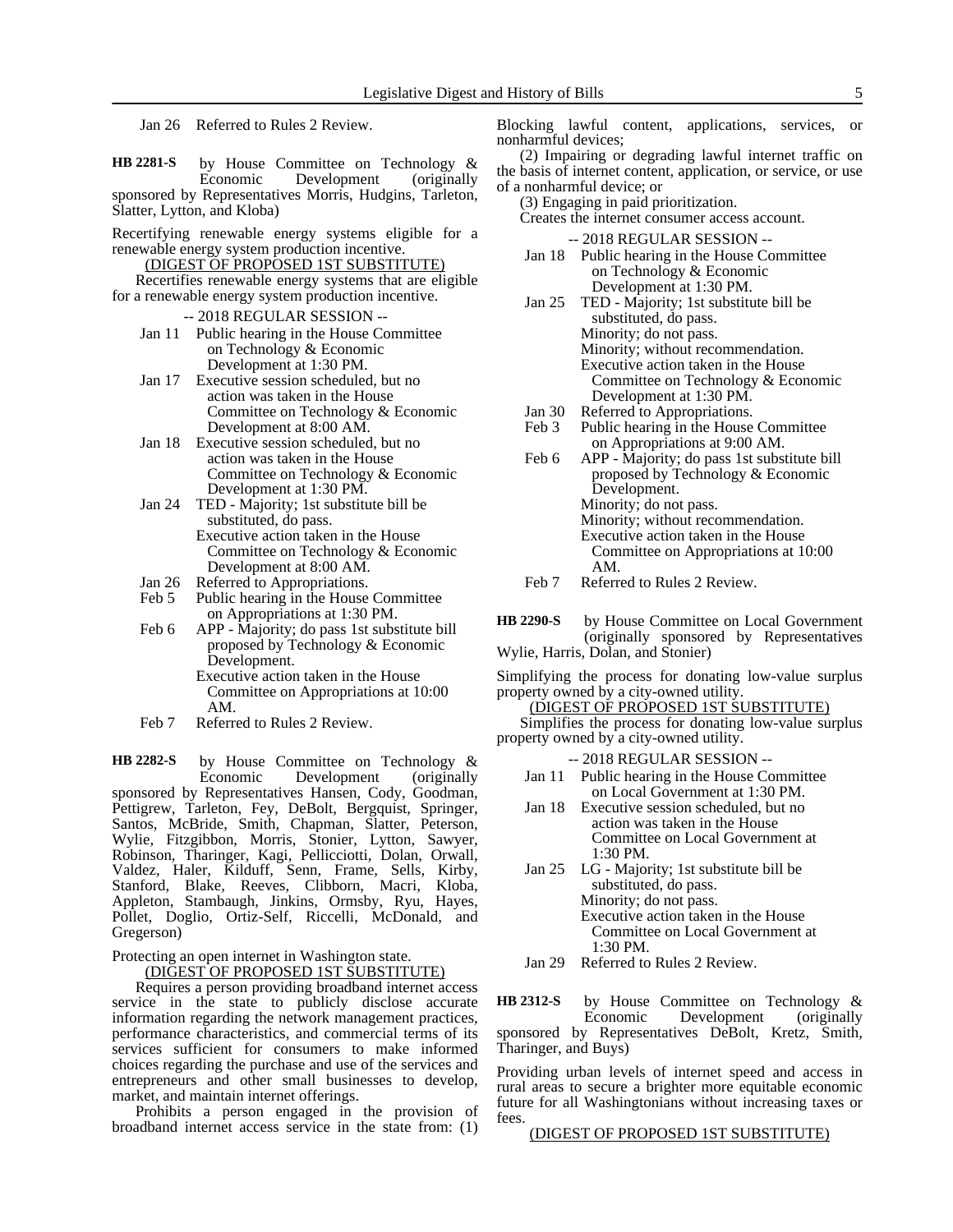Jan 26 Referred to Rules 2 Review.

**HB 2281-S** by House Committee on Technology & Economic Development (originally sponsored by Representatives Morris, Hudgins, Tarleton, Slatter, Lytton, and Kloba)

Recertifying renewable energy systems eligible for a renewable energy system production incentive.

(DIGEST OF PROPOSED 1ST SUBSTITUTE)

Recertifies renewable energy systems that are eligible for a renewable energy system production incentive.

-- 2018 REGULAR SESSION --

- Jan 11 Public hearing in the House Committee on Technology & Economic Development at 1:30 PM.
- Jan 17 Executive session scheduled, but no action was taken in the House Committee on Technology & Economic Development at 8:00 AM.
- Jan 18 Executive session scheduled, but no action was taken in the House Committee on Technology & Economic Development at 1:30 PM.
- Jan 24 TED - Majority; 1st substitute bill be substituted, do pass.
  Executive action taken in the House Committee on Technology & Economic Development at 8:00 AM.
- Jan 26 Referred to Appropriations.
- Feb 5 Public hearing in the House Committee on Appropriations at 1:30 PM.
- Feb 6 APP - Majority; do pass 1st substitute bill proposed by Technology & Economic Development.
  Executive action taken in the House Committee on Appropriations at 10:00 AM.
- Feb 7 Referred to Rules 2 Review.

**HB 2282-S** by House Committee on Technology & Economic Development (originally sponsored by Representatives Hansen, Cody, Goodman, Pettigrew, Tarleton, Fey, DeBolt, Bergquist, Springer, Santos, McBride, Smith, Chapman, Slatter, Peterson, Wylie, Fitzgibbon, Morris, Stonier, Lytton, Sawyer, Robinson, Tharinger, Kagi, Pellicciotti, Dolan, Orwall, Valdez, Haler, Kilduff, Senn, Frame, Sells, Kirby, Stanford, Blake, Reeves, Clibborn, Macri, Kloba, Appleton, Stambaugh, Jinkins, Ormsby, Ryu, Hayes, Pollet, Doglio, Ortiz-Self, Riccelli, McDonald, and Gregerson)

Protecting an open internet in Washington state.

(DIGEST OF PROPOSED 1ST SUBSTITUTE)

Requires a person providing broadband internet access service in the state to publicly disclose accurate information regarding the network management practices, performance characteristics, and commercial terms of its services sufficient for consumers to make informed choices regarding the purchase and use of the services and entrepreneurs and other small businesses to develop, market, and maintain internet offerings.

Prohibits a person engaged in the provision of broadband internet access service in the state from: (1) Blocking lawful content, applications, services, or nonharmful devices;

(2) Impairing or degrading lawful internet traffic on the basis of internet content, application, or service, or use of a nonharmful device; or

(3) Engaging in paid prioritization.

Creates the internet consumer access account.

-- 2018 REGULAR SESSION --

- Jan 18 Public hearing in the House Committee on Technology & Economic Development at 1:30 PM.
- Jan 25 TED - Majority; 1st substitute bill be substituted, do pass.
  Minority; do not pass.
  Minority; without recommendation.
  Executive action taken in the House Committee on Technology & Economic Development at 1:30 PM.
- Jan 30 Referred to Appropriations.
- Feb 3 Public hearing in the House Committee on Appropriations at 9:00 AM.
- Feb 6 APP - Majority; do pass 1st substitute bill proposed by Technology & Economic Development.
  Minority; do not pass.
  Minority; without recommendation.
  Executive action taken in the House Committee on Appropriations at 10:00 AM.
- Feb 7 Referred to Rules 2 Review.

**HB 2290-S** by House Committee on Local Government (originally sponsored by Representatives Wylie, Harris, Dolan, and Stonier)

Simplifying the process for donating low-value surplus property owned by a city-owned utility.

(DIGEST OF PROPOSED 1ST SUBSTITUTE)

Simplifies the process for donating low-value surplus property owned by a city-owned utility.

-- 2018 REGULAR SESSION --

- Jan 11 Public hearing in the House Committee on Local Government at 1:30 PM.
- Jan 18 Executive session scheduled, but no action was taken in the House Committee on Local Government at 1:30 PM.
- Jan 25 LG - Majority; 1st substitute bill be substituted, do pass.
  Minority; do not pass.
  Executive action taken in the House Committee on Local Government at 1:30 PM.
- Jan 29 Referred to Rules 2 Review.

**HB 2312-S** by House Committee on Technology & Economic Development (originally sponsored by Representatives DeBolt, Kretz, Smith, Tharinger, and Buys)

Providing urban levels of internet speed and access in rural areas to secure a brighter more equitable economic future for all Washingtonians without increasing taxes or fees.

(DIGEST OF PROPOSED 1ST SUBSTITUTE)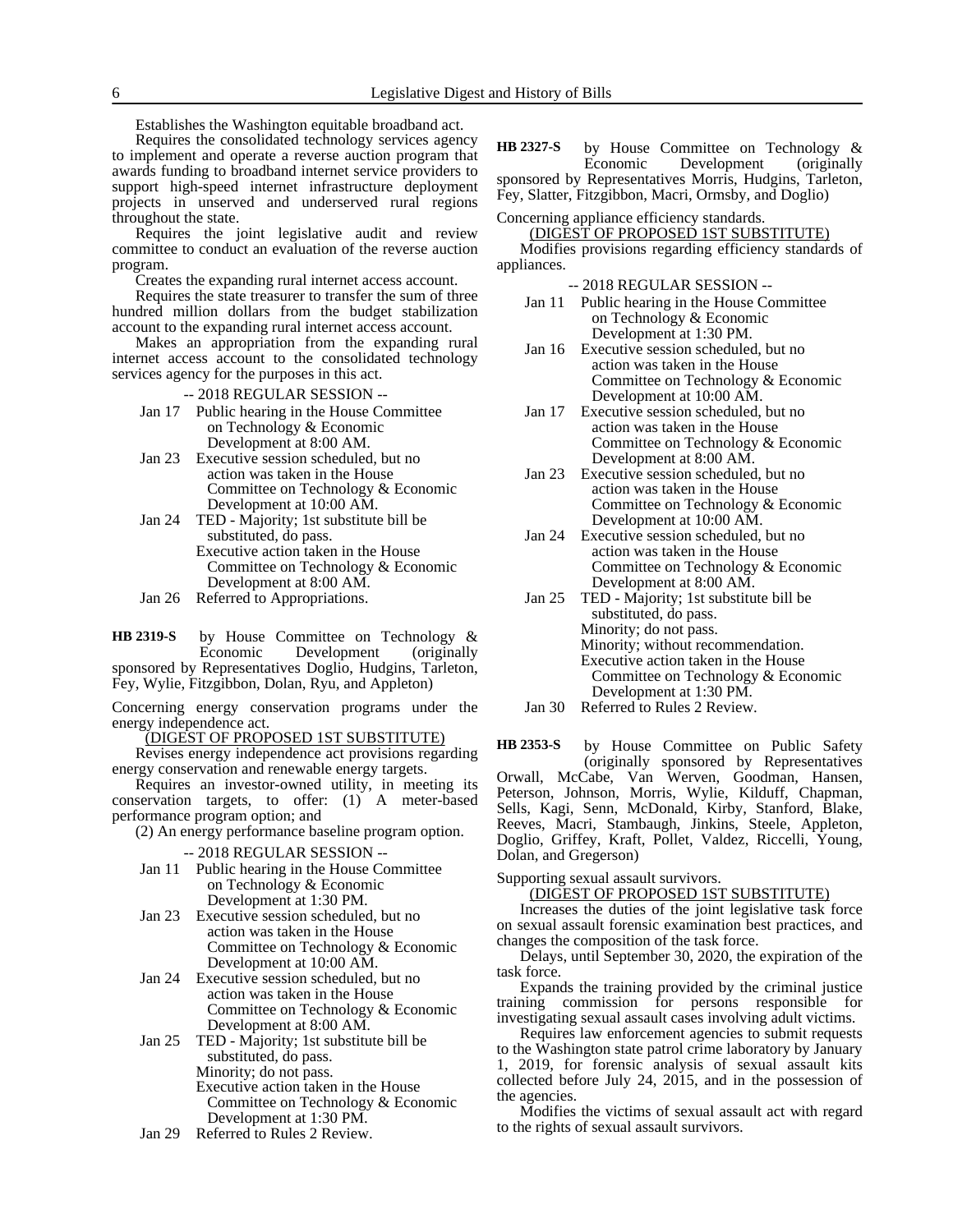Establishes the Washington equitable broadband act.

Requires the consolidated technology services agency to implement and operate a reverse auction program that awards funding to broadband internet service providers to support high-speed internet infrastructure deployment projects in unserved and underserved rural regions throughout the state.

Requires the joint legislative audit and review committee to conduct an evaluation of the reverse auction program.

Creates the expanding rural internet access account.

Requires the state treasurer to transfer the sum of three hundred million dollars from the budget stabilization account to the expanding rural internet access account.

Makes an appropriation from the expanding rural internet access account to the consolidated technology services agency for the purposes in this act.

-- 2018 REGULAR SESSION --

Jan 17 Public hearing in the House Committee on Technology & Economic Development at 8:00 AM.

Jan 23 Executive session scheduled, but no action was taken in the House Committee on Technology & Economic Development at 10:00 AM.

Jan 24 TED - Majority; 1st substitute bill be substituted, do pass.
Executive action taken in the House Committee on Technology & Economic Development at 8:00 AM.

Jan 26 Referred to Appropriations.

**HB 2319-S** by House Committee on Technology & Economic Development (originally sponsored by Representatives Doglio, Hudgins, Tarleton, Fey, Wylie, Fitzgibbon, Dolan, Ryu, and Appleton)

Concerning energy conservation programs under the energy independence act.

(DIGEST OF PROPOSED 1ST SUBSTITUTE)

Revises energy independence act provisions regarding energy conservation and renewable energy targets.

Requires an investor-owned utility, in meeting its conservation targets, to offer: (1) A meter-based performance program option; and

(2) An energy performance baseline program option.

-- 2018 REGULAR SESSION --

Jan 11 Public hearing in the House Committee on Technology & Economic Development at 1:30 PM.

Jan 23 Executive session scheduled, but no action was taken in the House Committee on Technology & Economic Development at 10:00 AM.

Jan 24 Executive session scheduled, but no action was taken in the House Committee on Technology & Economic Development at 8:00 AM.

Jan 25 TED - Majority; 1st substitute bill be substituted, do pass.
Minority; do not pass.
Executive action taken in the House Committee on Technology & Economic Development at 1:30 PM.

Jan 29 Referred to Rules 2 Review.

**HB 2327-S** by House Committee on Technology & Economic Development (originally sponsored by Representatives Morris, Hudgins, Tarleton, Fey, Slatter, Fitzgibbon, Macri, Ormsby, and Doglio)

Concerning appliance efficiency standards.

(DIGEST OF PROPOSED 1ST SUBSTITUTE)

Modifies provisions regarding efficiency standards of appliances.

-- 2018 REGULAR SESSION --

Jan 11 Public hearing in the House Committee on Technology & Economic Development at 1:30 PM.

Jan 16 Executive session scheduled, but no action was taken in the House Committee on Technology & Economic Development at 10:00 AM.

Jan 17 Executive session scheduled, but no action was taken in the House Committee on Technology & Economic Development at 8:00 AM.

Jan 23 Executive session scheduled, but no action was taken in the House Committee on Technology & Economic Development at 10:00 AM.

Jan 24 Executive session scheduled, but no action was taken in the House Committee on Technology & Economic Development at 8:00 AM.

Jan 25 TED - Majority; 1st substitute bill be substituted, do pass.
Minority; do not pass.
Minority; without recommendation.
Executive action taken in the House Committee on Technology & Economic Development at 1:30 PM.

Jan 30 Referred to Rules 2 Review.

**HB 2353-S** by House Committee on Public Safety (originally sponsored by Representatives Orwall, McCabe, Van Werven, Goodman, Hansen, Peterson, Johnson, Morris, Wylie, Kilduff, Chapman, Sells, Kagi, Senn, McDonald, Kirby, Stanford, Blake, Reeves, Macri, Stambaugh, Jinkins, Steele, Appleton, Doglio, Griffey, Kraft, Pollet, Valdez, Riccelli, Young, Dolan, and Gregerson)

Supporting sexual assault survivors.

(DIGEST OF PROPOSED 1ST SUBSTITUTE)

Increases the duties of the joint legislative task force on sexual assault forensic examination best practices, and changes the composition of the task force.

Delays, until September 30, 2020, the expiration of the task force.

Expands the training provided by the criminal justice training commission for persons responsible for investigating sexual assault cases involving adult victims.

Requires law enforcement agencies to submit requests to the Washington state patrol crime laboratory by January 1, 2019, for forensic analysis of sexual assault kits collected before July 24, 2015, and in the possession of the agencies.

Modifies the victims of sexual assault act with regard to the rights of sexual assault survivors.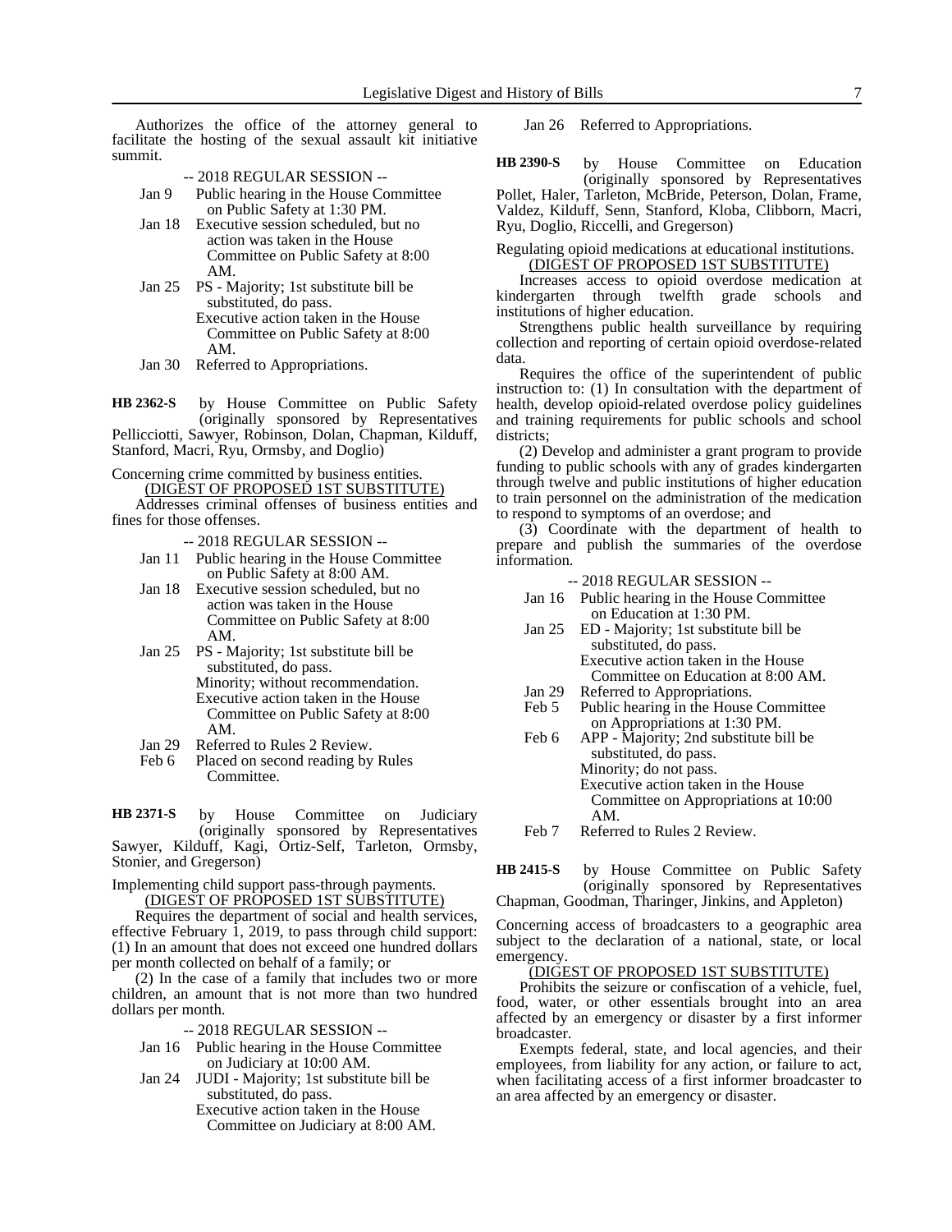Authorizes the office of the attorney general to facilitate the hosting of the sexual assault kit initiative summit.

-- 2018 REGULAR SESSION --

Jan 9 Public hearing in the House Committee on Public Safety at 1:30 PM.
Jan 18 Executive session scheduled, but no action was taken in the House Committee on Public Safety at 8:00 AM.
Jan 25 PS - Majority; 1st substitute bill be substituted, do pass.
Executive action taken in the House Committee on Public Safety at 8:00 AM.
Jan 30 Referred to Appropriations.

**HB 2362-S** by House Committee on Public Safety (originally sponsored by Representatives Pellicciotti, Sawyer, Robinson, Dolan, Chapman, Kilduff, Stanford, Macri, Ryu, Ormsby, and Doglio)

Concerning crime committed by business entities.

(DIGEST OF PROPOSED 1ST SUBSTITUTE)

Addresses criminal offenses of business entities and fines for those offenses.

-- 2018 REGULAR SESSION --

Jan 11 Public hearing in the House Committee on Public Safety at 8:00 AM.
Jan 18 Executive session scheduled, but no action was taken in the House Committee on Public Safety at 8:00 AM.
Jan 25 PS - Majority; 1st substitute bill be substituted, do pass.
Minority; without recommendation.
Executive action taken in the House Committee on Public Safety at 8:00 AM.
Jan 29 Referred to Rules 2 Review.
Feb 6 Placed on second reading by Rules Committee.

**HB 2371-S** by House Committee on Judiciary (originally sponsored by Representatives Sawyer, Kilduff, Kagi, Ortiz-Self, Tarleton, Ormsby, Stonier, and Gregerson)

Implementing child support pass-through payments.

(DIGEST OF PROPOSED 1ST SUBSTITUTE)

Requires the department of social and health services, effective February 1, 2019, to pass through child support: (1) In an amount that does not exceed one hundred dollars per month collected on behalf of a family; or

(2) In the case of a family that includes two or more children, an amount that is not more than two hundred dollars per month.

-- 2018 REGULAR SESSION --

Jan 16 Public hearing in the House Committee on Judiciary at 10:00 AM.
Jan 24 JUDI - Majority; 1st substitute bill be substituted, do pass.
Executive action taken in the House Committee on Judiciary at 8:00 AM.
Jan 26 Referred to Appropriations.

**HB 2390-S** by House Committee on Education (originally sponsored by Representatives Pollet, Haler, Tarleton, McBride, Peterson, Dolan, Frame, Valdez, Kilduff, Senn, Stanford, Kloba, Clibborn, Macri, Ryu, Doglio, Riccelli, and Gregerson)

Regulating opioid medications at educational institutions.

(DIGEST OF PROPOSED 1ST SUBSTITUTE)

Increases access to opioid overdose medication at kindergarten through twelfth grade schools and institutions of higher education.

Strengthens public health surveillance by requiring collection and reporting of certain opioid overdose-related data.

Requires the office of the superintendent of public instruction to: (1) In consultation with the department of health, develop opioid-related overdose policy guidelines and training requirements for public schools and school districts;

(2) Develop and administer a grant program to provide funding to public schools with any of grades kindergarten through twelve and public institutions of higher education to train personnel on the administration of the medication to respond to symptoms of an overdose; and

(3) Coordinate with the department of health to prepare and publish the summaries of the overdose information.

-- 2018 REGULAR SESSION --

Jan 16 Public hearing in the House Committee on Education at 1:30 PM.
Jan 25 ED - Majority; 1st substitute bill be substituted, do pass.
Executive action taken in the House Committee on Education at 8:00 AM.
Jan 29 Referred to Appropriations.
Feb 5 Public hearing in the House Committee on Appropriations at 1:30 PM.
Feb 6 APP - Majority; 2nd substitute bill be substituted, do pass.
Minority; do not pass.
Executive action taken in the House Committee on Appropriations at 10:00 AM.
Feb 7 Referred to Rules 2 Review.

**HB 2415-S** by House Committee on Public Safety (originally sponsored by Representatives Chapman, Goodman, Tharinger, Jinkins, and Appleton)

Concerning access of broadcasters to a geographic area subject to the declaration of a national, state, or local emergency.

(DIGEST OF PROPOSED 1ST SUBSTITUTE)

Prohibits the seizure or confiscation of a vehicle, fuel, food, water, or other essentials brought into an area affected by an emergency or disaster by a first informer broadcaster.

Exempts federal, state, and local agencies, and their employees, from liability for any action, or failure to act, when facilitating access of a first informer broadcaster to an area affected by an emergency or disaster.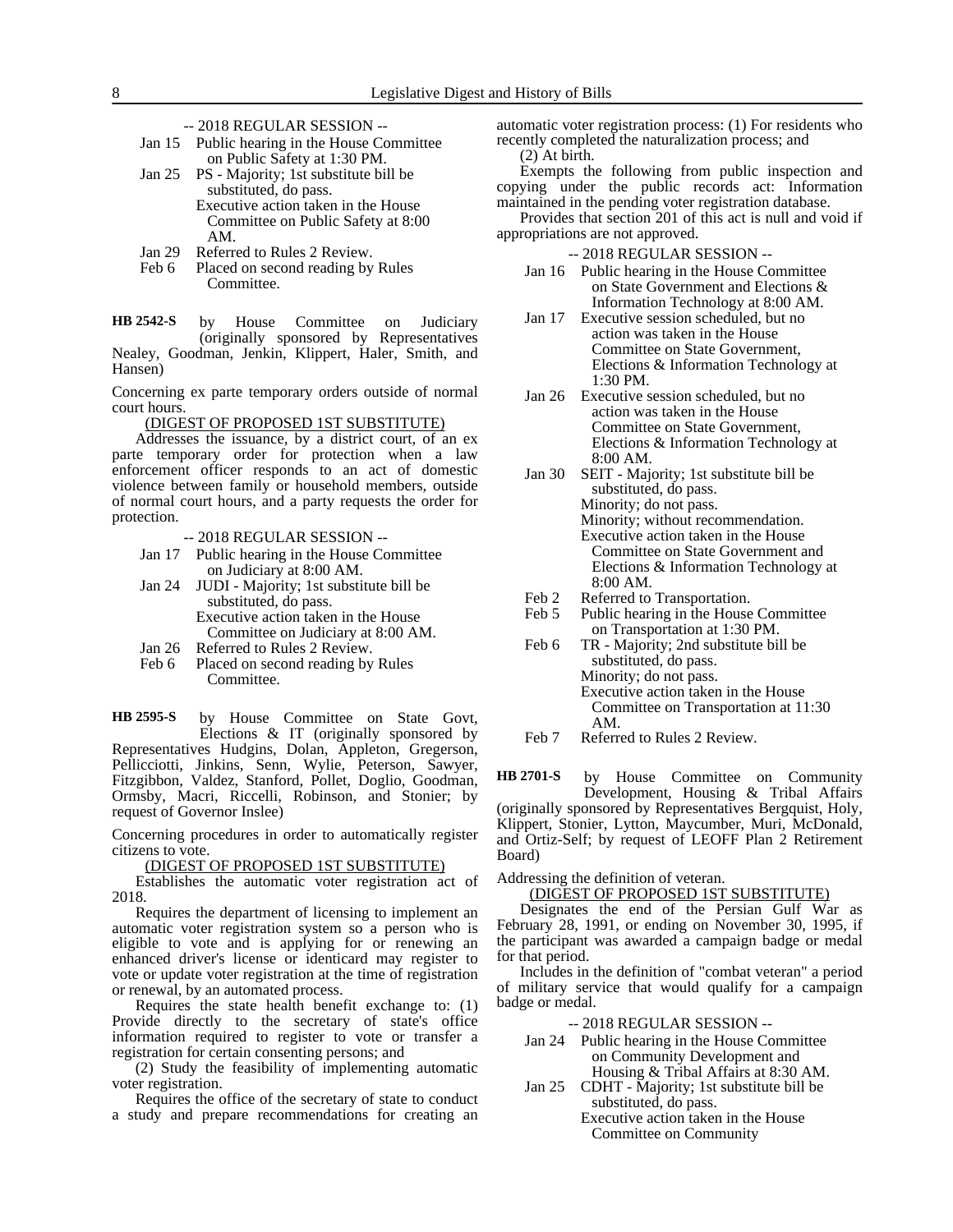-- 2018 REGULAR SESSION --

Jan 15 Public hearing in the House Committee on Public Safety at 1:30 PM.

Jan 25 PS - Majority; 1st substitute bill be substituted, do pass.
Executive action taken in the House Committee on Public Safety at 8:00 AM.

Jan 29 Referred to Rules 2 Review.

Feb 6 Placed on second reading by Rules Committee.

**HB 2542-S** by House Committee on Judiciary (originally sponsored by Representatives Nealey, Goodman, Jenkin, Klippert, Haler, Smith, and Hansen)

Concerning ex parte temporary orders outside of normal court hours.

(DIGEST OF PROPOSED 1ST SUBSTITUTE)

Addresses the issuance, by a district court, of an ex parte temporary order for protection when a law enforcement officer responds to an act of domestic violence between family or household members, outside of normal court hours, and a party requests the order for protection.

-- 2018 REGULAR SESSION --

Jan 17 Public hearing in the House Committee on Judiciary at 8:00 AM.

Jan 24 JUDI - Majority; 1st substitute bill be substituted, do pass.
Executive action taken in the House Committee on Judiciary at 8:00 AM.

Jan 26 Referred to Rules 2 Review.

Feb 6 Placed on second reading by Rules Committee.

**HB 2595-S** by House Committee on State Govt, Elections & IT (originally sponsored by Representatives Hudgins, Dolan, Appleton, Gregerson, Pellicciotti, Jinkins, Senn, Wylie, Peterson, Sawyer, Fitzgibbon, Valdez, Stanford, Pollet, Doglio, Goodman, Ormsby, Macri, Riccelli, Robinson, and Stonier; by request of Governor Inslee)

Concerning procedures in order to automatically register citizens to vote.

(DIGEST OF PROPOSED 1ST SUBSTITUTE)

Establishes the automatic voter registration act of 2018.

Requires the department of licensing to implement an automatic voter registration system so a person who is eligible to vote and is applying for or renewing an enhanced driver's license or identicard may register to vote or update voter registration at the time of registration or renewal, by an automated process.

Requires the state health benefit exchange to: (1) Provide directly to the secretary of state's office information required to register to vote or transfer a registration for certain consenting persons; and

(2) Study the feasibility of implementing automatic voter registration.

Requires the office of the secretary of state to conduct a study and prepare recommendations for creating an automatic voter registration process: (1) For residents who recently completed the naturalization process; and

(2) At birth.

Exempts the following from public inspection and copying under the public records act: Information maintained in the pending voter registration database.

Provides that section 201 of this act is null and void if appropriations are not approved.

-- 2018 REGULAR SESSION --

Jan 16 Public hearing in the House Committee on State Government and Elections & Information Technology at 8:00 AM.

Jan 17 Executive session scheduled, but no action was taken in the House Committee on State Government, Elections & Information Technology at 1:30 PM.

Jan 26 Executive session scheduled, but no action was taken in the House Committee on State Government, Elections & Information Technology at 8:00 AM.

Jan 30 SEIT - Majority; 1st substitute bill be substituted, do pass.
Minority; do not pass.
Minority; without recommendation.
Executive action taken in the House Committee on State Government and Elections & Information Technology at 8:00 AM.

Feb 2 Referred to Transportation.

Feb 5 Public hearing in the House Committee on Transportation at 1:30 PM.

Feb 6 TR - Majority; 2nd substitute bill be substituted, do pass.
Minority; do not pass.
Executive action taken in the House Committee on Transportation at 11:30 AM.

Feb 7 Referred to Rules 2 Review.

**HB 2701-S** by House Committee on Community Development, Housing & Tribal Affairs (originally sponsored by Representatives Bergquist, Holy, Klippert, Stonier, Lytton, Maycumber, Muri, McDonald, and Ortiz-Self; by request of LEOFF Plan 2 Retirement Board)

Addressing the definition of veteran.

(DIGEST OF PROPOSED 1ST SUBSTITUTE)

Designates the end of the Persian Gulf War as February 28, 1991, or ending on November 30, 1995, if the participant was awarded a campaign badge or medal for that period.

Includes in the definition of "combat veteran" a period of military service that would qualify for a campaign badge or medal.

-- 2018 REGULAR SESSION --

Jan 24 Public hearing in the House Committee on Community Development and Housing & Tribal Affairs at 8:30 AM.

Jan 25 CDHT - Majority; 1st substitute bill be substituted, do pass.
Executive action taken in the House Committee on Community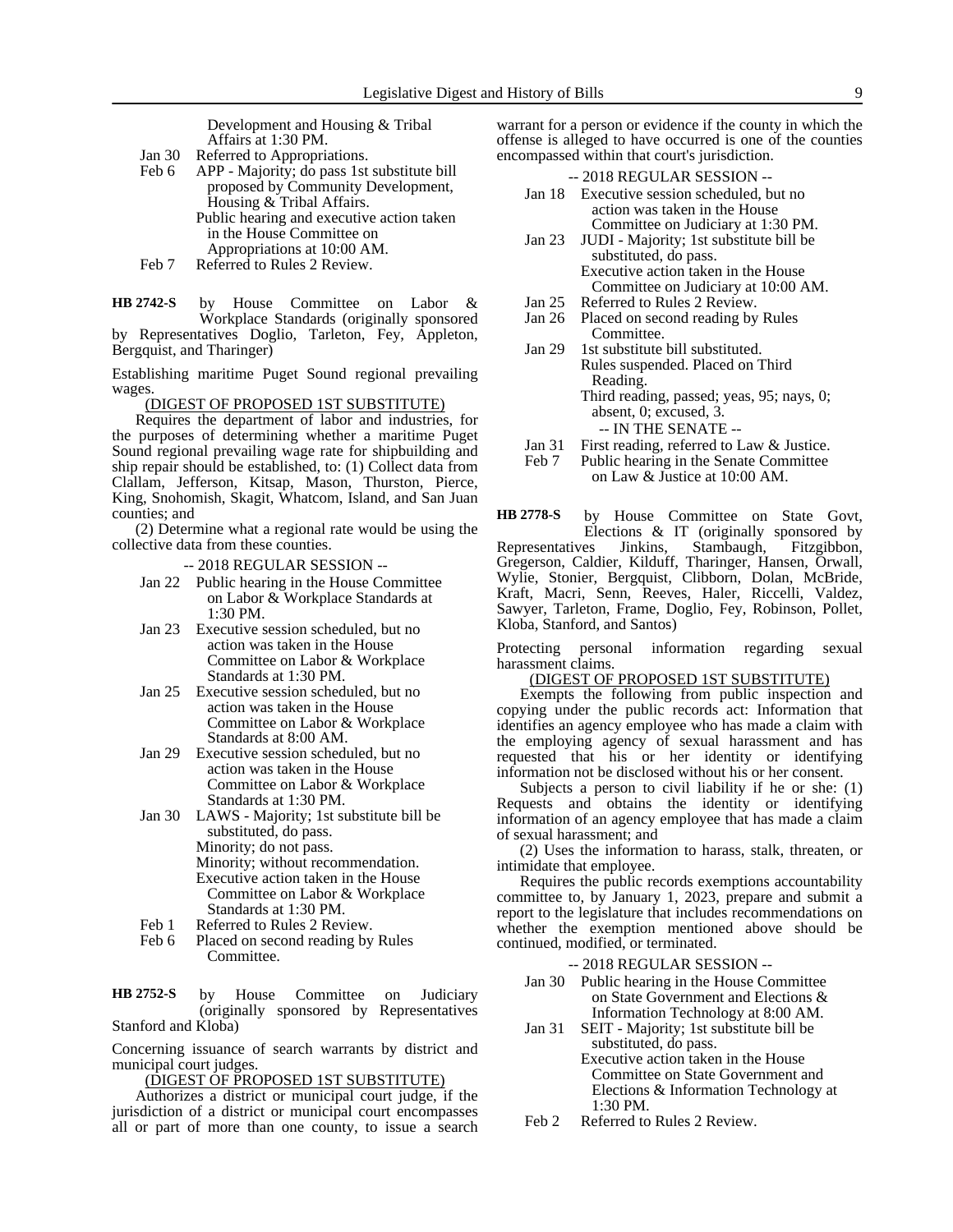Development and Housing & Tribal Affairs at 1:30 PM.

Jan 30 Referred to Appropriations.

Feb 6 APP - Majority; do pass 1st substitute bill proposed by Community Development, Housing & Tribal Affairs.
Public hearing and executive action taken in the House Committee on Appropriations at 10:00 AM.

Feb 7 Referred to Rules 2 Review.

**HB 2742-S** by House Committee on Labor & Workplace Standards (originally sponsored by Representatives Doglio, Tarleton, Fey, Appleton, Bergquist, and Tharinger)

Establishing maritime Puget Sound regional prevailing wages.

(DIGEST OF PROPOSED 1ST SUBSTITUTE)

Requires the department of labor and industries, for the purposes of determining whether a maritime Puget Sound regional prevailing wage rate for shipbuilding and ship repair should be established, to: (1) Collect data from Clallam, Jefferson, Kitsap, Mason, Thurston, Pierce, King, Snohomish, Skagit, Whatcom, Island, and San Juan counties; and

(2) Determine what a regional rate would be using the collective data from these counties.

-- 2018 REGULAR SESSION --

Jan 22 Public hearing in the House Committee on Labor & Workplace Standards at 1:30 PM.

Jan 23 Executive session scheduled, but no action was taken in the House Committee on Labor & Workplace Standards at 1:30 PM.

Jan 25 Executive session scheduled, but no action was taken in the House Committee on Labor & Workplace Standards at 8:00 AM.

Jan 29 Executive session scheduled, but no action was taken in the House Committee on Labor & Workplace Standards at 1:30 PM.

Jan 30 LAWS - Majority; 1st substitute bill be substituted, do pass.
Minority; do not pass.
Minority; without recommendation.
Executive action taken in the House Committee on Labor & Workplace Standards at 1:30 PM.

Feb 1 Referred to Rules 2 Review.

Feb 6 Placed on second reading by Rules Committee.

**HB 2752-S** by House Committee on Judiciary (originally sponsored by Representatives Stanford and Kloba)

Concerning issuance of search warrants by district and municipal court judges.

(DIGEST OF PROPOSED 1ST SUBSTITUTE)

Authorizes a district or municipal court judge, if the jurisdiction of a district or municipal court encompasses all or part of more than one county, to issue a search warrant for a person or evidence if the county in which the offense is alleged to have occurred is one of the counties encompassed within that court's jurisdiction.

-- 2018 REGULAR SESSION --

Jan 18 Executive session scheduled, but no action was taken in the House Committee on Judiciary at 1:30 PM.

Jan 23 JUDI - Majority; 1st substitute bill be substituted, do pass.
Executive action taken in the House Committee on Judiciary at 10:00 AM.

Jan 25 Referred to Rules 2 Review.

Jan 26 Placed on second reading by Rules Committee.

Jan 29 1st substitute bill substituted.
Rules suspended. Placed on Third Reading.
Third reading, passed; yeas, 95; nays, 0; absent, 0; excused, 3.

-- IN THE SENATE --

Jan 31 First reading, referred to Law & Justice.

Feb 7 Public hearing in the Senate Committee on Law & Justice at 10:00 AM.

**HB 2778-S** by House Committee on State Govt, Elections & IT (originally sponsored by Representatives Jinkins, Stambaugh, Fitzgibbon, Gregerson, Caldier, Kilduff, Tharinger, Hansen, Orwall, Wylie, Stonier, Bergquist, Clibborn, Dolan, McBride, Kraft, Macri, Senn, Reeves, Haler, Riccelli, Valdez, Sawyer, Tarleton, Frame, Doglio, Fey, Robinson, Pollet, Kloba, Stanford, and Santos)

Protecting personal information regarding sexual harassment claims.

(DIGEST OF PROPOSED 1ST SUBSTITUTE)

Exempts the following from public inspection and copying under the public records act: Information that identifies an agency employee who has made a claim with the employing agency of sexual harassment and has requested that his or her identity or identifying information not be disclosed without his or her consent.

Subjects a person to civil liability if he or she: (1) Requests and obtains the identity or identifying information of an agency employee that has made a claim of sexual harassment; and

(2) Uses the information to harass, stalk, threaten, or intimidate that employee.

Requires the public records exemptions accountability committee to, by January 1, 2023, prepare and submit a report to the legislature that includes recommendations on whether the exemption mentioned above should be continued, modified, or terminated.

-- 2018 REGULAR SESSION --

Jan 30 Public hearing in the House Committee on State Government and Elections & Information Technology at 8:00 AM.

Jan 31 SEIT - Majority; 1st substitute bill be substituted, do pass.
Executive action taken in the House Committee on State Government and Elections & Information Technology at 1:30 PM.

Feb 2 Referred to Rules 2 Review.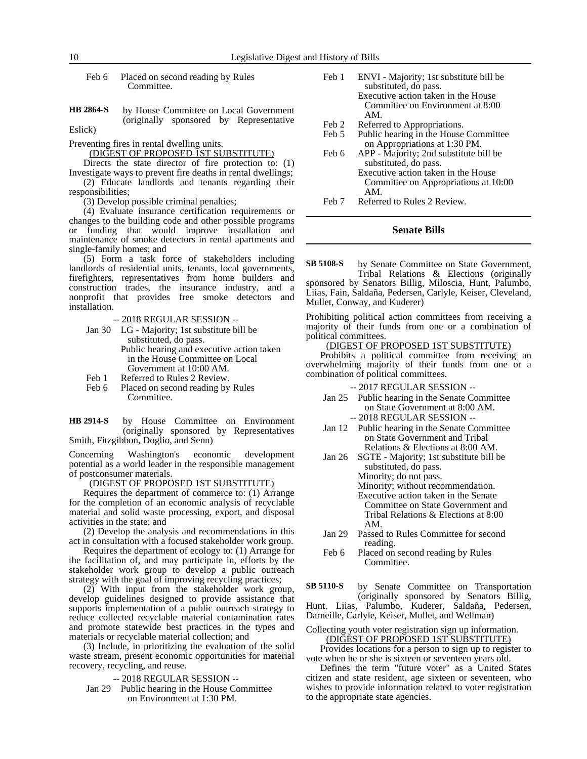Feb 6 Placed on second reading by Rules Committee.

**HB 2864-S** by House Committee on Local Government (originally sponsored by Representative Eslick)

Preventing fires in rental dwelling units.

(DIGEST OF PROPOSED 1ST SUBSTITUTE)

Directs the state director of fire protection to: (1) Investigate ways to prevent fire deaths in rental dwellings;

(2) Educate landlords and tenants regarding their responsibilities;

(3) Develop possible criminal penalties;

(4) Evaluate insurance certification requirements or changes to the building code and other possible programs or funding that would improve installation and maintenance of smoke detectors in rental apartments and single-family homes; and

(5) Form a task force of stakeholders including landlords of residential units, tenants, local governments, firefighters, representatives from home builders and construction trades, the insurance industry, and a nonprofit that provides free smoke detectors and installation.

-- 2018 REGULAR SESSION --

Jan 30 LG - Majority; 1st substitute bill be substituted, do pass.
Public hearing and executive action taken in the House Committee on Local Government at 10:00 AM.

Feb 1 Referred to Rules 2 Review.

Feb 6 Placed on second reading by Rules Committee.

**HB 2914-S** by House Committee on Environment (originally sponsored by Representatives Smith, Fitzgibbon, Doglio, and Senn)

Concerning Washington's economic development potential as a world leader in the responsible management of postconsumer materials.

(DIGEST OF PROPOSED 1ST SUBSTITUTE)

Requires the department of commerce to: (1) Arrange for the completion of an economic analysis of recyclable material and solid waste processing, export, and disposal activities in the state; and

(2) Develop the analysis and recommendations in this act in consultation with a focused stakeholder work group.

Requires the department of ecology to: (1) Arrange for the facilitation of, and may participate in, efforts by the stakeholder work group to develop a public outreach strategy with the goal of improving recycling practices;

(2) With input from the stakeholder work group, develop guidelines designed to provide assistance that supports implementation of a public outreach strategy to reduce collected recyclable material contamination rates and promote statewide best practices in the types and materials or recyclable material collection; and

(3) Include, in prioritizing the evaluation of the solid waste stream, present economic opportunities for material recovery, recycling, and reuse.

-- 2018 REGULAR SESSION --

Jan 29 Public hearing in the House Committee on Environment at 1:30 PM.

Feb 1 ENVI - Majority; 1st substitute bill be substituted, do pass.
Executive action taken in the House Committee on Environment at 8:00 AM.

Feb 2 Referred to Appropriations.

Feb 5 Public hearing in the House Committee on Appropriations at 1:30 PM.

Feb 6 APP - Majority; 2nd substitute bill be substituted, do pass.
Executive action taken in the House Committee on Appropriations at 10:00 AM.

Feb 7 Referred to Rules 2 Review.

## Senate Bills

**SB 5108-S** by Senate Committee on State Government, Tribal Relations & Elections (originally sponsored by Senators Billig, Miloscia, Hunt, Palumbo, Liias, Fain, Saldaña, Pedersen, Carlyle, Keiser, Cleveland, Mullet, Conway, and Kuderer)

Prohibiting political action committees from receiving a majority of their funds from one or a combination of political committees.

(DIGEST OF PROPOSED 1ST SUBSTITUTE)

Prohibits a political committee from receiving an overwhelming majority of their funds from one or a combination of political committees.

-- 2017 REGULAR SESSION --

Jan 25 Public hearing in the Senate Committee on State Government at 8:00 AM.

-- 2018 REGULAR SESSION --

Jan 12 Public hearing in the Senate Committee on State Government and Tribal Relations & Elections at 8:00 AM.

Jan 26 SGTE - Majority; 1st substitute bill be substituted, do pass.
Minority; do not pass.
Minority; without recommendation.
Executive action taken in the Senate Committee on State Government and Tribal Relations & Elections at 8:00 AM.

Jan 29 Passed to Rules Committee for second reading.

Feb 6 Placed on second reading by Rules Committee.

**SB 5110-S** by Senate Committee on Transportation (originally sponsored by Senators Billig, Hunt, Liias, Palumbo, Kuderer, Saldaña, Pedersen, Darneille, Carlyle, Keiser, Mullet, and Wellman)

Collecting youth voter registration sign up information.

(DIGEST OF PROPOSED 1ST SUBSTITUTE)

Provides locations for a person to sign up to register to vote when he or she is sixteen or seventeen years old.

Defines the term "future voter" as a United States citizen and state resident, age sixteen or seventeen, who wishes to provide information related to voter registration to the appropriate state agencies.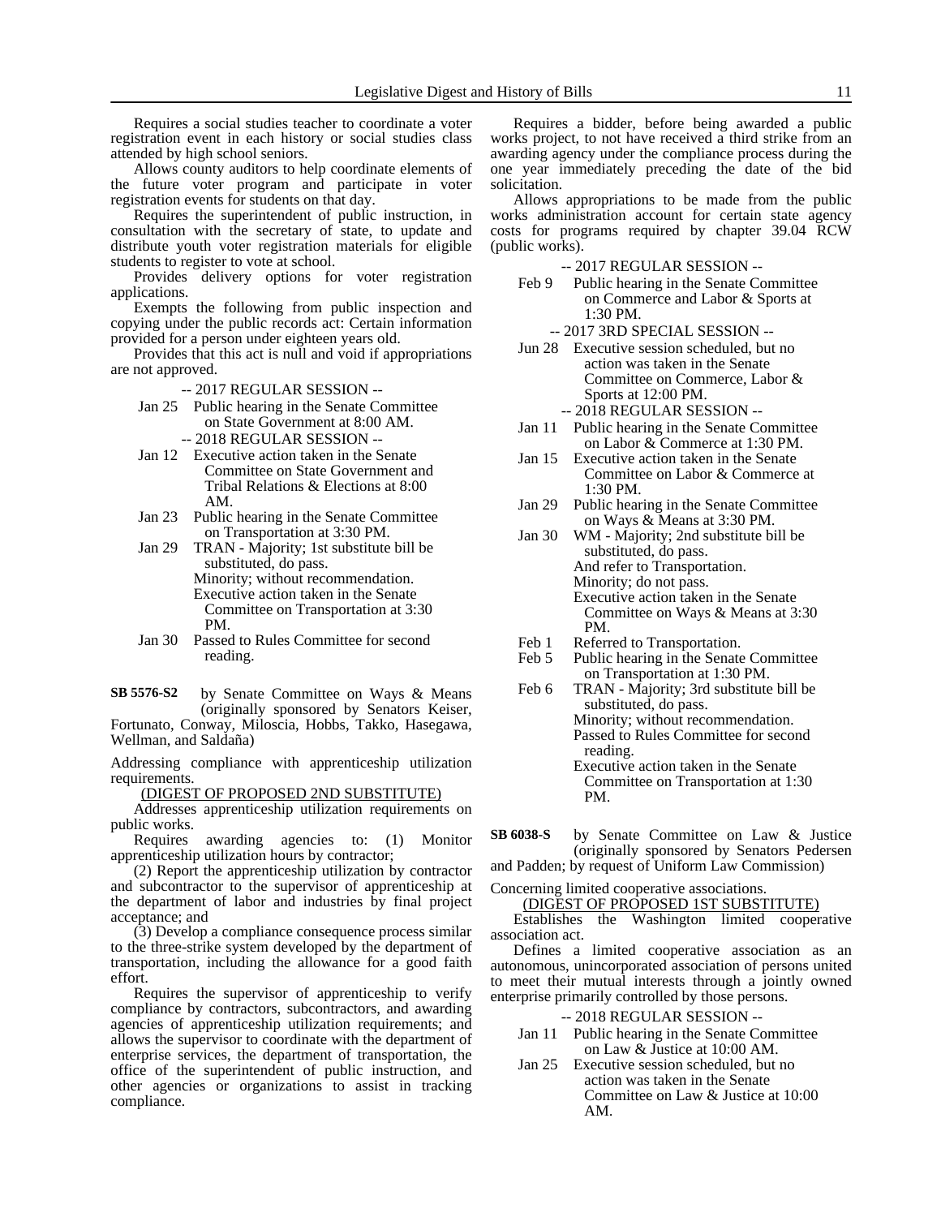Requires a social studies teacher to coordinate a voter registration event in each history or social studies class attended by high school seniors.

Allows county auditors to help coordinate elements of the future voter program and participate in voter registration events for students on that day.

Requires the superintendent of public instruction, in consultation with the secretary of state, to update and distribute youth voter registration materials for eligible students to register to vote at school.

Provides delivery options for voter registration applications.

Exempts the following from public inspection and copying under the public records act: Certain information provided for a person under eighteen years old.

Provides that this act is null and void if appropriations are not approved.

-- 2017 REGULAR SESSION --

Jan 25 Public hearing in the Senate Committee on State Government at 8:00 AM.

-- 2018 REGULAR SESSION --

Jan 12 Executive action taken in the Senate Committee on State Government and Tribal Relations & Elections at 8:00 AM.

Jan 23 Public hearing in the Senate Committee on Transportation at 3:30 PM.

Jan 29 TRAN - Majority; 1st substitute bill be substituted, do pass.
Minority; without recommendation.
Executive action taken in the Senate Committee on Transportation at 3:30 PM.

Jan 30 Passed to Rules Committee for second reading.

**SB 5576-S2** by Senate Committee on Ways & Means (originally sponsored by Senators Keiser, Fortunato, Conway, Miloscia, Hobbs, Takko, Hasegawa, Wellman, and Saldaña)

Addressing compliance with apprenticeship utilization requirements.

(DIGEST OF PROPOSED 2ND SUBSTITUTE)

Addresses apprenticeship utilization requirements on public works.

Requires awarding agencies to: (1) Monitor apprenticeship utilization hours by contractor;

(2) Report the apprenticeship utilization by contractor and subcontractor to the supervisor of apprenticeship at the department of labor and industries by final project acceptance; and

(3) Develop a compliance consequence process similar to the three-strike system developed by the department of transportation, including the allowance for a good faith effort.

Requires the supervisor of apprenticeship to verify compliance by contractors, subcontractors, and awarding agencies of apprenticeship utilization requirements; and allows the supervisor to coordinate with the department of enterprise services, the department of transportation, the office of the superintendent of public instruction, and other agencies or organizations to assist in tracking compliance.

Requires a bidder, before being awarded a public works project, to not have received a third strike from an awarding agency under the compliance process during the one year immediately preceding the date of the bid solicitation.

Allows appropriations to be made from the public works administration account for certain state agency costs for programs required by chapter 39.04 RCW (public works).

-- 2017 REGULAR SESSION --

Feb 9 Public hearing in the Senate Committee on Commerce and Labor & Sports at 1:30 PM.

-- 2017 3RD SPECIAL SESSION --

Jun 28 Executive session scheduled, but no action was taken in the Senate Committee on Commerce, Labor & Sports at 12:00 PM.

-- 2018 REGULAR SESSION --

Jan 11 Public hearing in the Senate Committee on Labor & Commerce at 1:30 PM.

Jan 15 Executive action taken in the Senate Committee on Labor & Commerce at 1:30 PM.

Jan 29 Public hearing in the Senate Committee on Ways & Means at 3:30 PM.

Jan 30 WM - Majority; 2nd substitute bill be substituted, do pass.
And refer to Transportation.
Minority; do not pass.
Executive action taken in the Senate Committee on Ways & Means at 3:30 PM.

Feb 1 Referred to Transportation.

Feb 5 Public hearing in the Senate Committee on Transportation at 1:30 PM.

Feb 6 TRAN - Majority; 3rd substitute bill be substituted, do pass.
Minority; without recommendation.
Passed to Rules Committee for second reading.
Executive action taken in the Senate Committee on Transportation at 1:30 PM.

**SB 6038-S** by Senate Committee on Law & Justice (originally sponsored by Senators Pedersen and Padden; by request of Uniform Law Commission)

Concerning limited cooperative associations.

(DIGEST OF PROPOSED 1ST SUBSTITUTE)

Establishes the Washington limited cooperative association act.

Defines a limited cooperative association as an autonomous, unincorporated association of persons united to meet their mutual interests through a jointly owned enterprise primarily controlled by those persons.

-- 2018 REGULAR SESSION --

Jan 11 Public hearing in the Senate Committee on Law & Justice at 10:00 AM.

Jan 25 Executive session scheduled, but no action was taken in the Senate Committee on Law & Justice at 10:00 AM.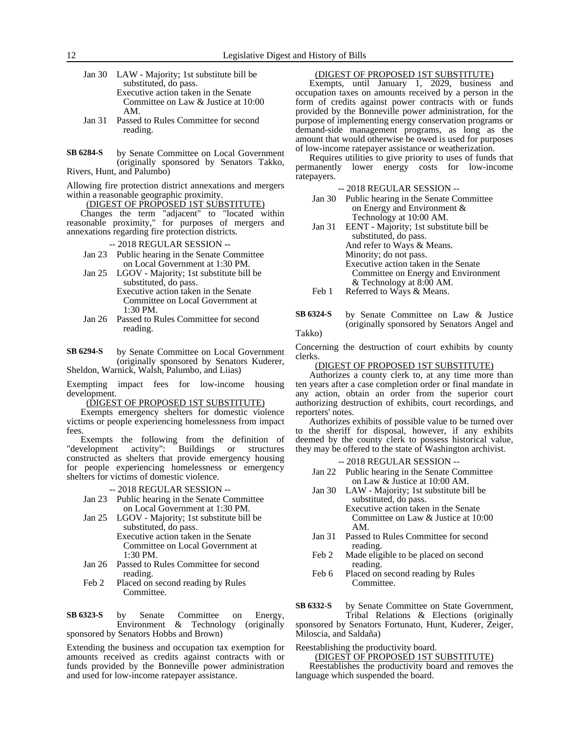Jan 30 LAW - Majority; 1st substitute bill be substituted, do pass.
Executive action taken in the Senate Committee on Law & Justice at 10:00 AM.

Jan 31 Passed to Rules Committee for second reading.

**SB 6284-S** by Senate Committee on Local Government (originally sponsored by Senators Takko, Rivers, Hunt, and Palumbo)

Allowing fire protection district annexations and mergers within a reasonable geographic proximity.

(DIGEST OF PROPOSED 1ST SUBSTITUTE)

Changes the term "adjacent" to "located within reasonable proximity," for purposes of mergers and annexations regarding fire protection districts.

-- 2018 REGULAR SESSION --

Jan 23 Public hearing in the Senate Committee on Local Government at 1:30 PM.

Jan 25 LGOV - Majority; 1st substitute bill be substituted, do pass.
Executive action taken in the Senate Committee on Local Government at 1:30 PM.

Jan 26 Passed to Rules Committee for second reading.

**SB 6294-S** by Senate Committee on Local Government (originally sponsored by Senators Kuderer, Sheldon, Warnick, Walsh, Palumbo, and Liias)

Exempting impact fees for low-income housing development.

(DIGEST OF PROPOSED 1ST SUBSTITUTE)

Exempts emergency shelters for domestic violence victims or people experiencing homelessness from impact fees.

Exempts the following from the definition of "development activity": Buildings or structures constructed as shelters that provide emergency housing for people experiencing homelessness or emergency shelters for victims of domestic violence.

-- 2018 REGULAR SESSION --

Jan 23 Public hearing in the Senate Committee on Local Government at 1:30 PM.

Jan 25 LGOV - Majority; 1st substitute bill be substituted, do pass.
Executive action taken in the Senate Committee on Local Government at 1:30 PM.

Jan 26 Passed to Rules Committee for second reading.

Feb 2 Placed on second reading by Rules Committee.

**SB 6323-S** by Senate Committee on Energy, Environment & Technology (originally sponsored by Senators Hobbs and Brown)

Extending the business and occupation tax exemption for amounts received as credits against contracts with or funds provided by the Bonneville power administration and used for low-income ratepayer assistance.

(DIGEST OF PROPOSED 1ST SUBSTITUTE)

Exempts, until January 1, 2029, business and occupation taxes on amounts received by a person in the form of credits against power contracts with or funds provided by the Bonneville power administration, for the purpose of implementing energy conservation programs or demand-side management programs, as long as the amount that would otherwise be owed is used for purposes of low-income ratepayer assistance or weatherization.

Requires utilities to give priority to uses of funds that permanently lower energy costs for low-income ratepayers.

-- 2018 REGULAR SESSION --

Jan 30 Public hearing in the Senate Committee on Energy and Environment & Technology at 10:00 AM.

Jan 31 EENT - Majority; 1st substitute bill be substituted, do pass.
And refer to Ways & Means.
Minority; do not pass.
Executive action taken in the Senate Committee on Energy and Environment & Technology at 8:00 AM.

Feb 1 Referred to Ways & Means.

**SB 6324-S** by Senate Committee on Law & Justice (originally sponsored by Senators Angel and Takko)

Concerning the destruction of court exhibits by county clerks.

(DIGEST OF PROPOSED 1ST SUBSTITUTE)

Authorizes a county clerk to, at any time more than ten years after a case completion order or final mandate in any action, obtain an order from the superior court authorizing destruction of exhibits, court recordings, and reporters' notes.

Authorizes exhibits of possible value to be turned over to the sheriff for disposal, however, if any exhibits deemed by the county clerk to possess historical value, they may be offered to the state of Washington archivist.

-- 2018 REGULAR SESSION --

Jan 22 Public hearing in the Senate Committee on Law & Justice at 10:00 AM.

Jan 30 LAW - Majority; 1st substitute bill be substituted, do pass.
Executive action taken in the Senate Committee on Law & Justice at 10:00 AM.

Jan 31 Passed to Rules Committee for second reading.

Feb 2 Made eligible to be placed on second reading.

Feb 6 Placed on second reading by Rules Committee.

**SB 6332-S** by Senate Committee on State Government, Tribal Relations & Elections (originally sponsored by Senators Fortunato, Hunt, Kuderer, Zeiger, Miloscia, and Saldaña)

Reestablishing the productivity board.

(DIGEST OF PROPOSED 1ST SUBSTITUTE)

Reestablishes the productivity board and removes the language which suspended the board.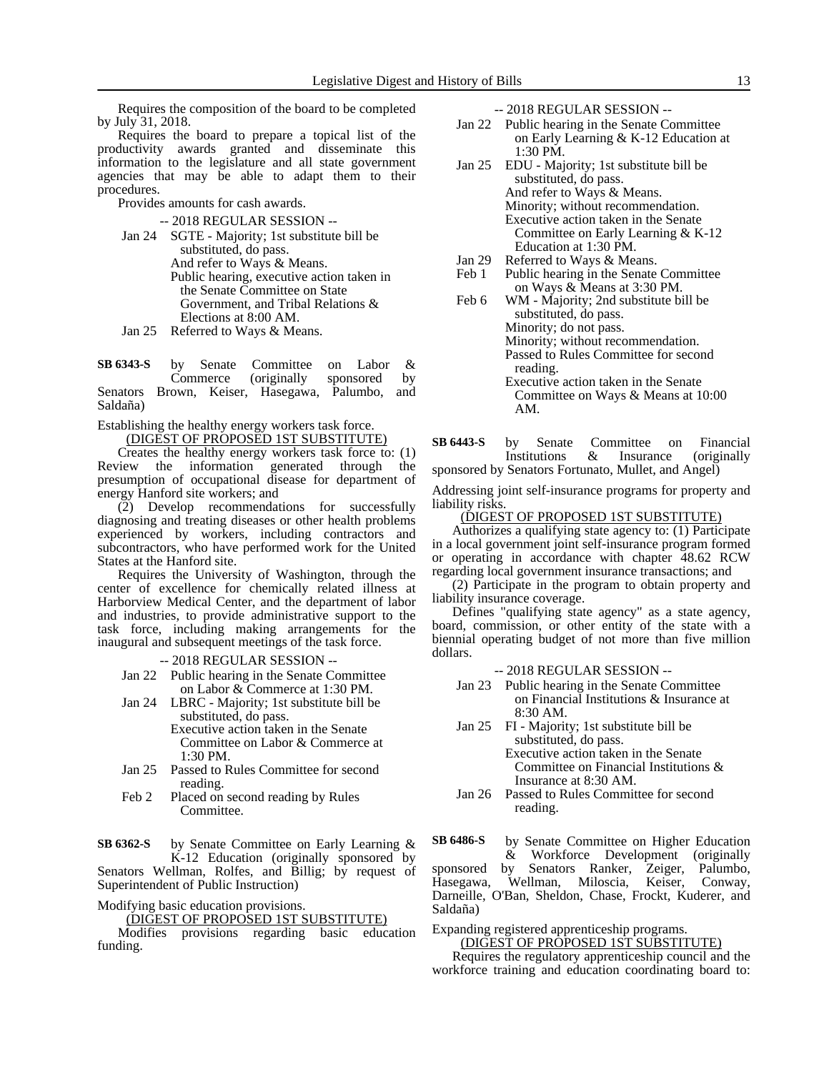Requires the composition of the board to be completed by July 31, 2018.

Requires the board to prepare a topical list of the productivity awards granted and disseminate this information to the legislature and all state government agencies that may be able to adapt them to their procedures.

Provides amounts for cash awards.

-- 2018 REGULAR SESSION --

Jan 24 SGTE - Majority; 1st substitute bill be substituted, do pass.
And refer to Ways & Means.
Public hearing, executive action taken in the Senate Committee on State Government, and Tribal Relations & Elections at 8:00 AM.

Jan 25 Referred to Ways & Means.

**SB 6343-S** by Senate Committee on Labor & Commerce (originally sponsored by Senators Brown, Keiser, Hasegawa, Palumbo, and Saldaña)

Establishing the healthy energy workers task force.

(DIGEST OF PROPOSED 1ST SUBSTITUTE)

Creates the healthy energy workers task force to: (1) Review the information generated through the presumption of occupational disease for department of energy Hanford site workers; and

(2) Develop recommendations for successfully diagnosing and treating diseases or other health problems experienced by workers, including contractors and subcontractors, who have performed work for the United States at the Hanford site.

Requires the University of Washington, through the center of excellence for chemically related illness at Harborview Medical Center, and the department of labor and industries, to provide administrative support to the task force, including making arrangements for the inaugural and subsequent meetings of the task force.

-- 2018 REGULAR SESSION --

Jan 22 Public hearing in the Senate Committee on Labor & Commerce at 1:30 PM.

Jan 24 LBRC - Majority; 1st substitute bill be substituted, do pass.
Executive action taken in the Senate Committee on Labor & Commerce at 1:30 PM.

Jan 25 Passed to Rules Committee for second reading.

Feb 2 Placed on second reading by Rules Committee.

**SB 6362-S** by Senate Committee on Early Learning & K-12 Education (originally sponsored by Senators Wellman, Rolfes, and Billig; by request of Superintendent of Public Instruction)

Modifying basic education provisions.

(DIGEST OF PROPOSED 1ST SUBSTITUTE)

Modifies provisions regarding basic education funding.

-- 2018 REGULAR SESSION --

Jan 22 Public hearing in the Senate Committee on Early Learning & K-12 Education at 1:30 PM.

Jan 25 EDU - Majority; 1st substitute bill be substituted, do pass.
And refer to Ways & Means.
Minority; without recommendation.
Executive action taken in the Senate Committee on Early Learning & K-12 Education at 1:30 PM.

Jan 29 Referred to Ways & Means.

Feb 1 Public hearing in the Senate Committee on Ways & Means at 3:30 PM.

Feb 6 WM - Majority; 2nd substitute bill be substituted, do pass.
Minority; do not pass.
Minority; without recommendation.
Passed to Rules Committee for second reading.
Executive action taken in the Senate Committee on Ways & Means at 10:00 AM.

**SB 6443-S** by Senate Committee on Financial Institutions & Insurance (originally sponsored by Senators Fortunato, Mullet, and Angel)

Addressing joint self-insurance programs for property and liability risks.

(DIGEST OF PROPOSED 1ST SUBSTITUTE)

Authorizes a qualifying state agency to: (1) Participate in a local government joint self-insurance program formed or operating in accordance with chapter 48.62 RCW regarding local government insurance transactions; and

(2) Participate in the program to obtain property and liability insurance coverage.

Defines "qualifying state agency" as a state agency, board, commission, or other entity of the state with a biennial operating budget of not more than five million dollars.

-- 2018 REGULAR SESSION --

Jan 23 Public hearing in the Senate Committee on Financial Institutions & Insurance at 8:30 AM.

Jan 25 FI - Majority; 1st substitute bill be substituted, do pass.
Executive action taken in the Senate Committee on Financial Institutions & Insurance at 8:30 AM.

Jan 26 Passed to Rules Committee for second reading.

**SB 6486-S** by Senate Committee on Higher Education & Workforce Development (originally sponsored by Senators Ranker, Zeiger, Palumbo, Hasegawa, Wellman, Miloscia, Keiser, Conway, Darneille, O'Ban, Sheldon, Chase, Frockt, Kuderer, and Saldaña)

Expanding registered apprenticeship programs.

(DIGEST OF PROPOSED 1ST SUBSTITUTE)

Requires the regulatory apprenticeship council and the workforce training and education coordinating board to: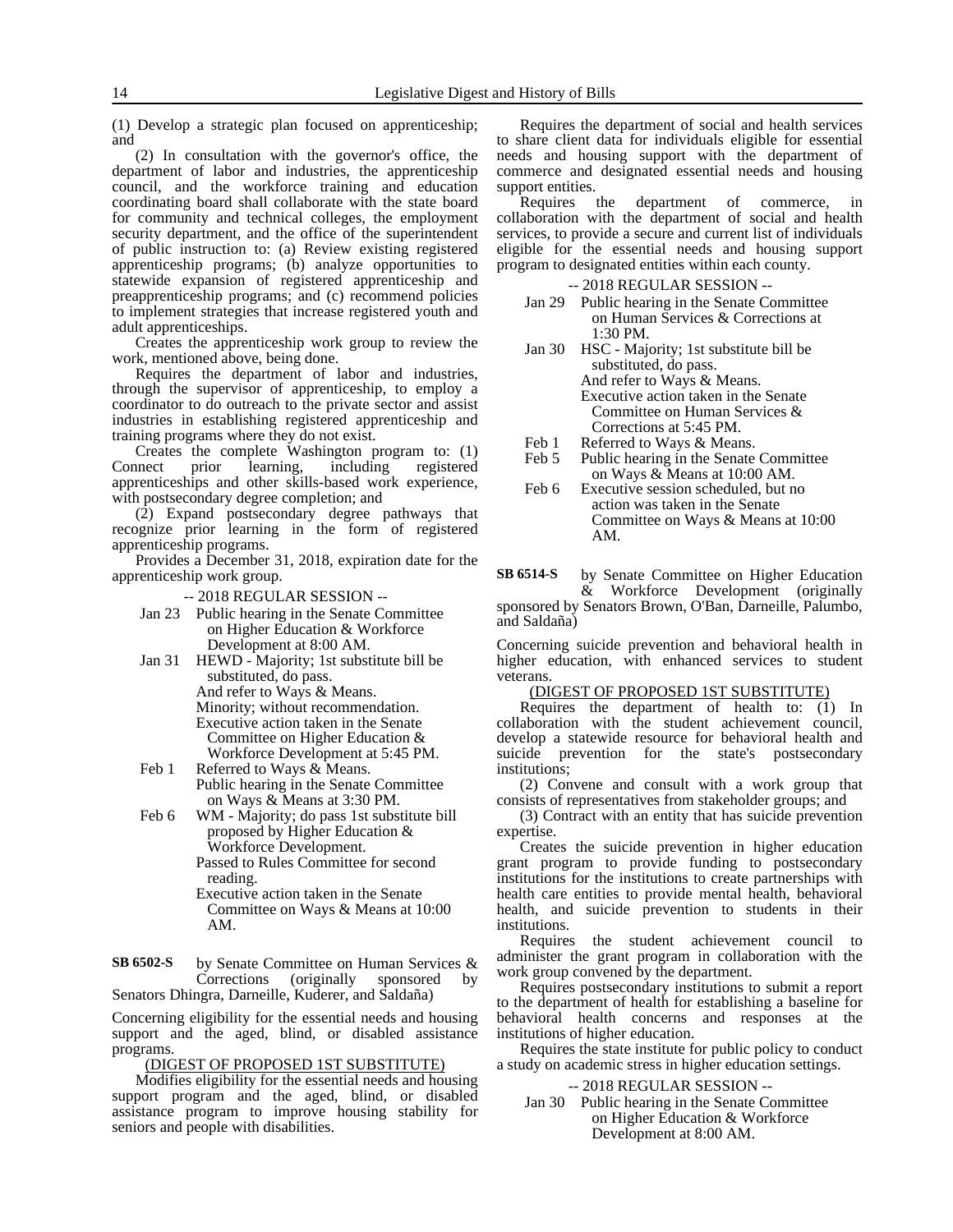(1) Develop a strategic plan focused on apprenticeship; and

(2) In consultation with the governor's office, the department of labor and industries, the apprenticeship council, and the workforce training and education coordinating board shall collaborate with the state board for community and technical colleges, the employment security department, and the office of the superintendent of public instruction to: (a) Review existing registered apprenticeship programs; (b) analyze opportunities to statewide expansion of registered apprenticeship and preapprenticeship programs; and (c) recommend policies to implement strategies that increase registered youth and adult apprenticeships.

Creates the apprenticeship work group to review the work, mentioned above, being done.

Requires the department of labor and industries, through the supervisor of apprenticeship, to employ a coordinator to do outreach to the private sector and assist industries in establishing registered apprenticeship and training programs where they do not exist.

Creates the complete Washington program to: (1) Connect prior learning, including registered apprenticeships and other skills-based work experience, with postsecondary degree completion; and

(2) Expand postsecondary degree pathways that recognize prior learning in the form of registered apprenticeship programs.

Provides a December 31, 2018, expiration date for the apprenticeship work group.

-- 2018 REGULAR SESSION --

Jan 23 Public hearing in the Senate Committee on Higher Education & Workforce Development at 8:00 AM.

Jan 31 HEWD - Majority; 1st substitute bill be substituted, do pass.
And refer to Ways & Means.
Minority; without recommendation.
Executive action taken in the Senate Committee on Higher Education & Workforce Development at 5:45 PM.

Feb 1 Referred to Ways & Means.
Public hearing in the Senate Committee on Ways & Means at 3:30 PM.

Feb 6 WM - Majority; do pass 1st substitute bill proposed by Higher Education & Workforce Development.
Passed to Rules Committee for second reading.
Executive action taken in the Senate Committee on Ways & Means at 10:00 AM.

**SB 6502-S** by Senate Committee on Human Services & Corrections (originally sponsored by Senators Dhingra, Darneille, Kuderer, and Saldaña)

Concerning eligibility for the essential needs and housing support and the aged, blind, or disabled assistance programs.

(DIGEST OF PROPOSED 1ST SUBSTITUTE)

Modifies eligibility for the essential needs and housing support program and the aged, blind, or disabled assistance program to improve housing stability for seniors and people with disabilities.

Requires the department of social and health services to share client data for individuals eligible for essential needs and housing support with the department of commerce and designated essential needs and housing support entities.

Requires the department of commerce, in collaboration with the department of social and health services, to provide a secure and current list of individuals eligible for the essential needs and housing support program to designated entities within each county.

-- 2018 REGULAR SESSION --

Jan 29 Public hearing in the Senate Committee on Human Services & Corrections at 1:30 PM.

Jan 30 HSC - Majority; 1st substitute bill be substituted, do pass.
And refer to Ways & Means.
Executive action taken in the Senate Committee on Human Services & Corrections at 5:45 PM.

Feb 1 Referred to Ways & Means.

Feb 5 Public hearing in the Senate Committee on Ways & Means at 10:00 AM.

Feb 6 Executive session scheduled, but no action was taken in the Senate Committee on Ways & Means at 10:00 AM.

**SB 6514-S** by Senate Committee on Higher Education & Workforce Development (originally sponsored by Senators Brown, O'Ban, Darneille, Palumbo, and Saldaña)

Concerning suicide prevention and behavioral health in higher education, with enhanced services to student veterans.

(DIGEST OF PROPOSED 1ST SUBSTITUTE)

Requires the department of health to: (1) In collaboration with the student achievement council, develop a statewide resource for behavioral health and suicide prevention for the state's postsecondary institutions;

(2) Convene and consult with a work group that consists of representatives from stakeholder groups; and

(3) Contract with an entity that has suicide prevention expertise.

Creates the suicide prevention in higher education grant program to provide funding to postsecondary institutions for the institutions to create partnerships with health care entities to provide mental health, behavioral health, and suicide prevention to students in their institutions.

Requires the student achievement council to administer the grant program in collaboration with the work group convened by the department.

Requires postsecondary institutions to submit a report to the department of health for establishing a baseline for behavioral health concerns and responses at the institutions of higher education.

Requires the state institute for public policy to conduct a study on academic stress in higher education settings.

-- 2018 REGULAR SESSION --

Jan 30 Public hearing in the Senate Committee on Higher Education & Workforce Development at 8:00 AM.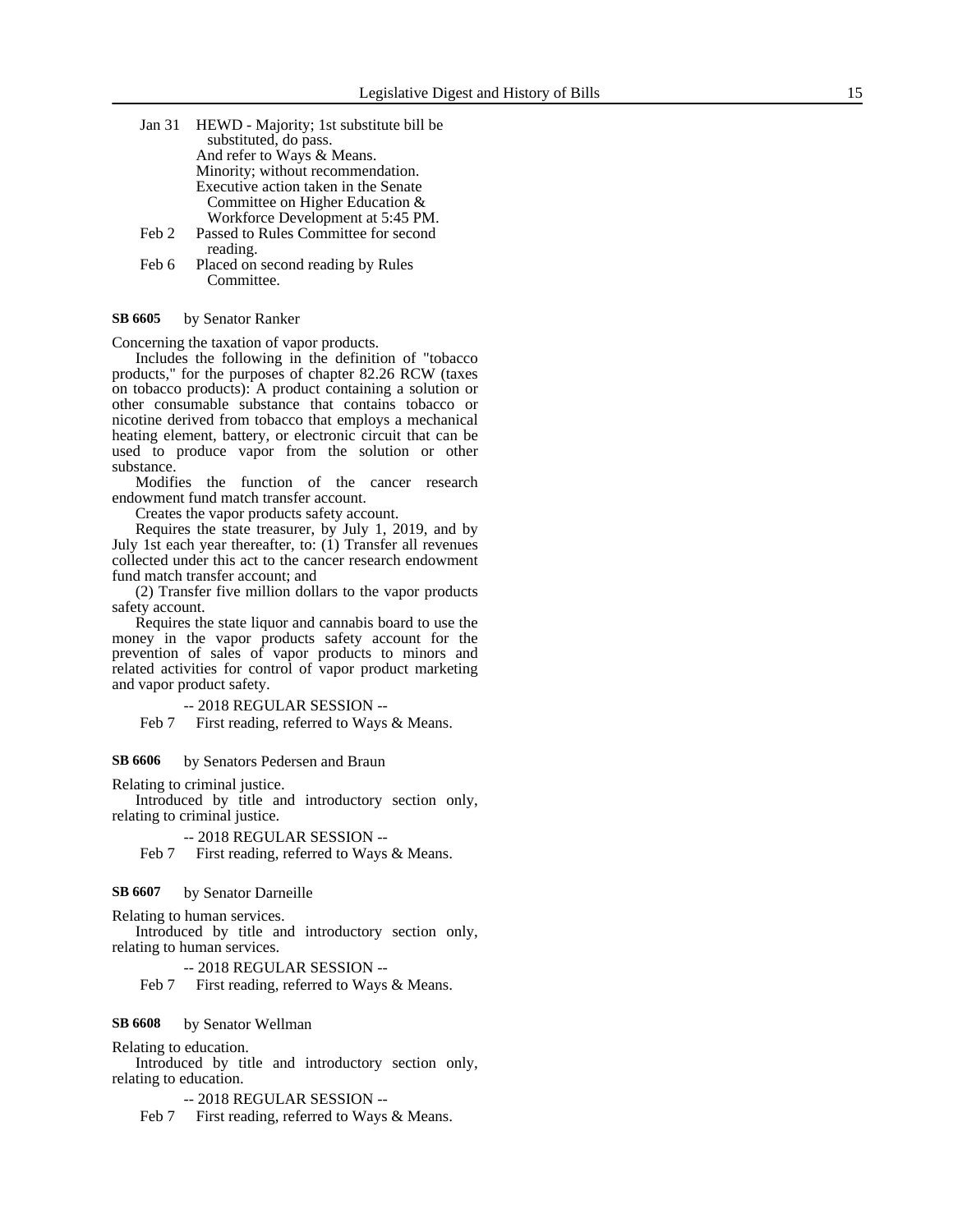Jan 31 HEWD - Majority; 1st substitute bill be substituted, do pass.
And refer to Ways & Means.
Minority; without recommendation.
Executive action taken in the Senate Committee on Higher Education & Workforce Development at 5:45 PM.

Feb 2 Passed to Rules Committee for second reading.

Feb 6 Placed on second reading by Rules Committee.

**SB 6605** by Senator Ranker

Concerning the taxation of vapor products.

Includes the following in the definition of "tobacco products," for the purposes of chapter 82.26 RCW (taxes on tobacco products): A product containing a solution or other consumable substance that contains tobacco or nicotine derived from tobacco that employs a mechanical heating element, battery, or electronic circuit that can be used to produce vapor from the solution or other substance.

Modifies the function of the cancer research endowment fund match transfer account.

Creates the vapor products safety account.

Requires the state treasurer, by July 1, 2019, and by July 1st each year thereafter, to: (1) Transfer all revenues collected under this act to the cancer research endowment fund match transfer account; and

(2) Transfer five million dollars to the vapor products safety account.

Requires the state liquor and cannabis board to use the money in the vapor products safety account for the prevention of sales of vapor products to minors and related activities for control of vapor product marketing and vapor product safety.

-- 2018 REGULAR SESSION --

Feb 7 First reading, referred to Ways & Means.

**SB 6606** by Senators Pedersen and Braun

Relating to criminal justice.

Introduced by title and introductory section only, relating to criminal justice.

-- 2018 REGULAR SESSION --

Feb 7 First reading, referred to Ways & Means.

**SB 6607** by Senator Darneille

Relating to human services.

Introduced by title and introductory section only, relating to human services.

-- 2018 REGULAR SESSION --

Feb 7 First reading, referred to Ways & Means.

**SB 6608** by Senator Wellman

Relating to education.

Introduced by title and introductory section only, relating to education.

-- 2018 REGULAR SESSION --

Feb 7 First reading, referred to Ways & Means.